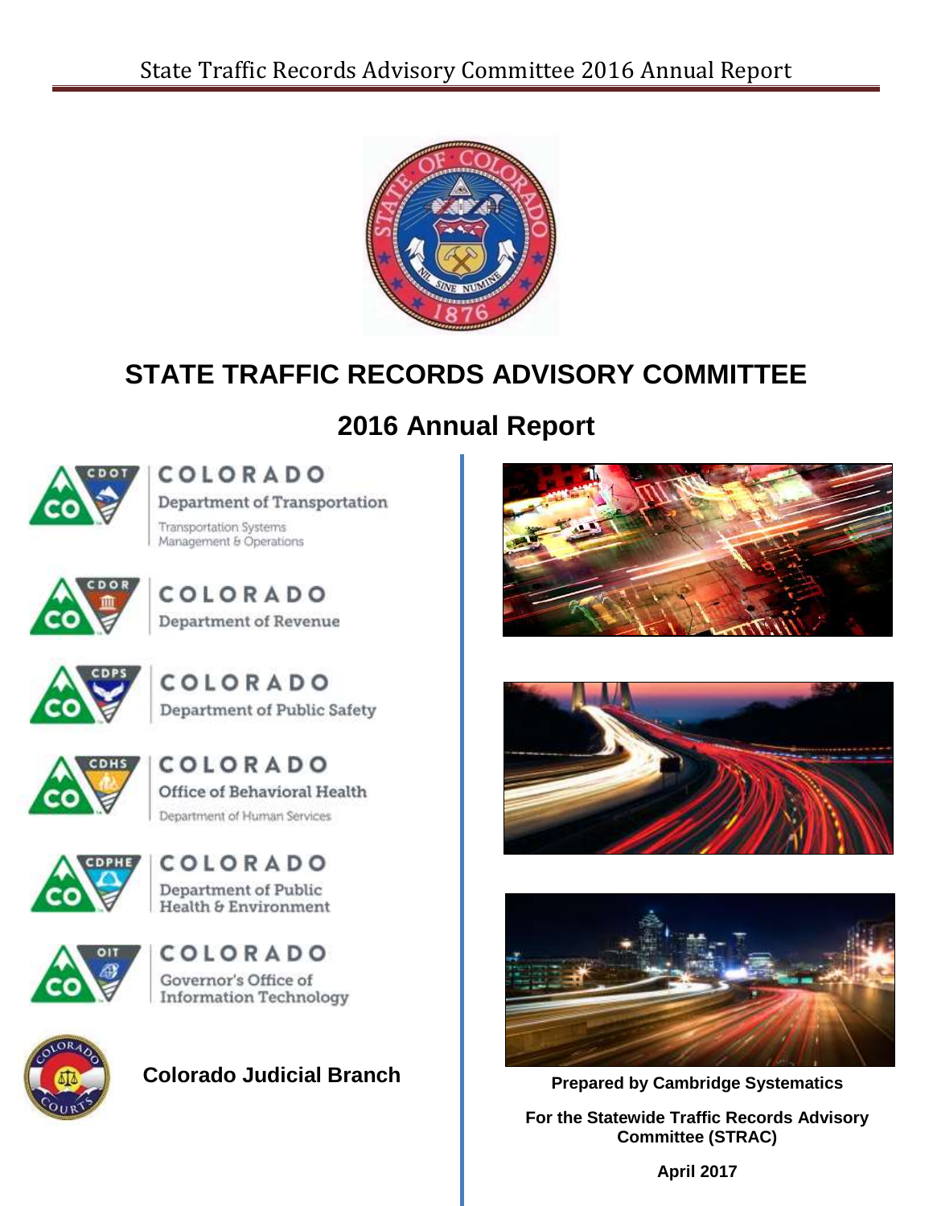# STATE TRAFFIC RECORDS ADVISORY COMMITTEE

## 2016 Annual Report

COLORADO
Department of Transportation
Transportation Systems Management & Operations

COLORADO
Department of Revenue

COLORADO
Department of Public Safety

COLORADO
Office of Behavioral Health
Department of Human Services

COLORADO
Department of Public Health & Environment

COLORADO
Governor's Office of Information Technology

**Colorado Judicial Branch**

**Prepared by Cambridge Systematics**

**For the Statewide Traffic Records Advisory Committee (STRAC)**

**April 2017**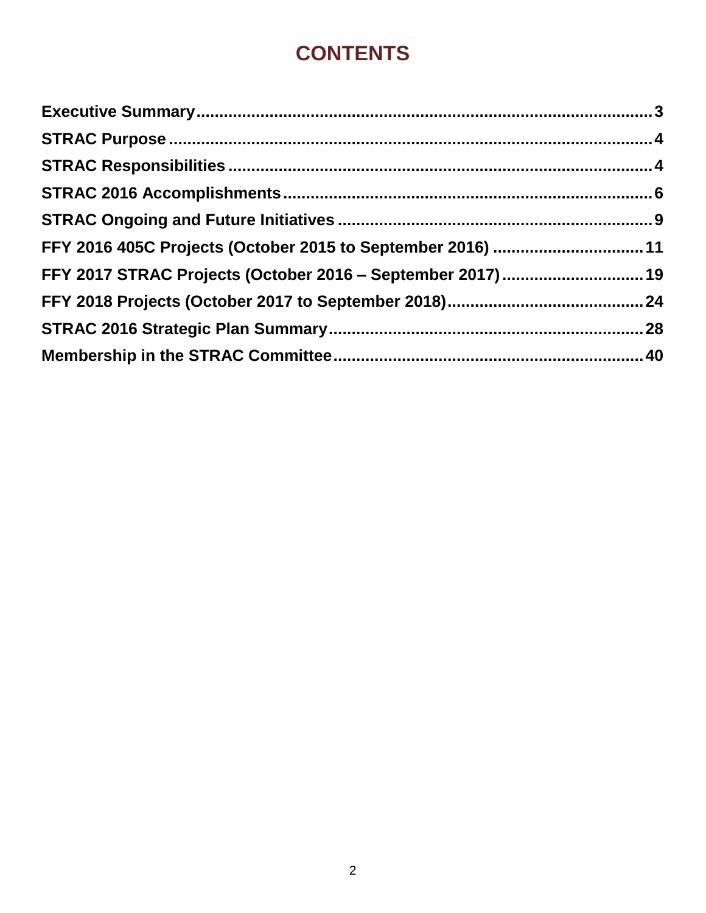# CONTENTS

**Executive Summary** ........................................................................................ **3**

**STRAC Purpose** ............................................................................................. **4**

**STRAC Responsibilities** ................................................................................ **4**

**STRAC 2016 Accomplishments** ..................................................................... **6**

**STRAC Ongoing and Future Initiatives** ......................................................... **9**

**FFY 2016 405C Projects (October 2015 to September 2016)** ....................... **11**

**FFY 2017 STRAC Projects (October 2016 – September 2017)** ..................... **19**

**FFY 2018 Projects (October 2017 to September 2018)** ................................. **24**

**STRAC 2016 Strategic Plan Summary** .......................................................... **28**

**Membership in the STRAC Committee** ......................................................... **40**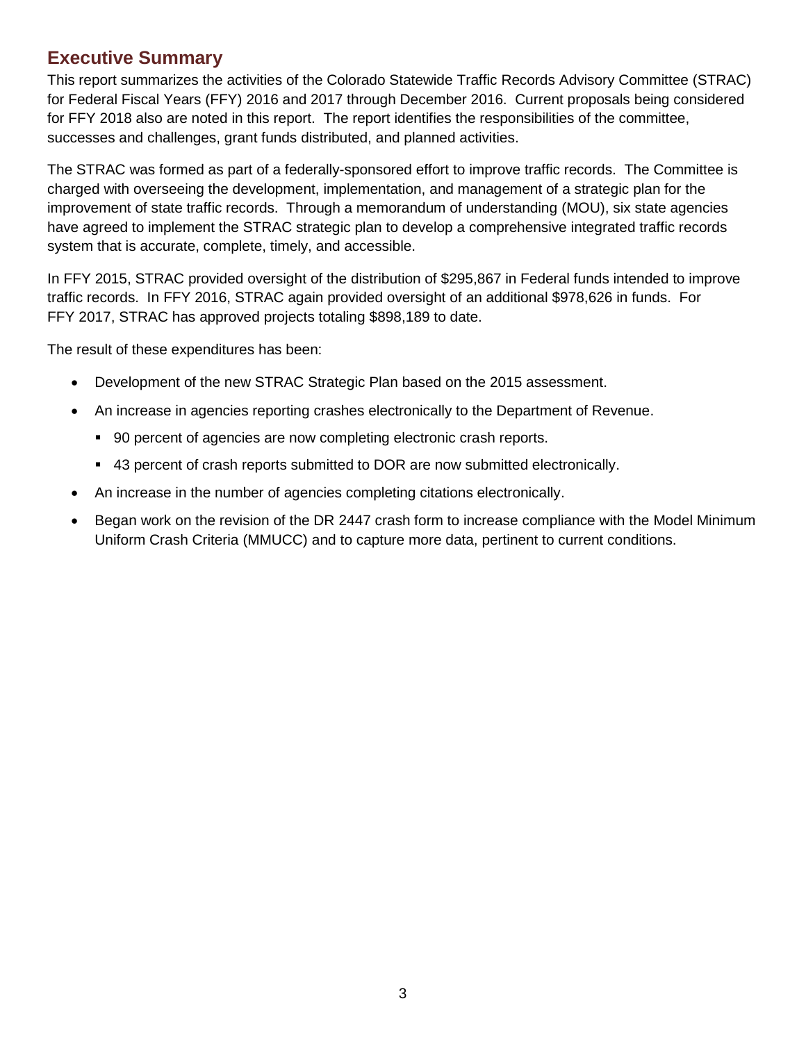## Executive Summary

This report summarizes the activities of the Colorado Statewide Traffic Records Advisory Committee (STRAC) for Federal Fiscal Years (FFY) 2016 and 2017 through December 2016. Current proposals being considered for FFY 2018 also are noted in this report. The report identifies the responsibilities of the committee, successes and challenges, grant funds distributed, and planned activities.

The STRAC was formed as part of a federally-sponsored effort to improve traffic records. The Committee is charged with overseeing the development, implementation, and management of a strategic plan for the improvement of state traffic records. Through a memorandum of understanding (MOU), six state agencies have agreed to implement the STRAC strategic plan to develop a comprehensive integrated traffic records system that is accurate, complete, timely, and accessible.

In FFY 2015, STRAC provided oversight of the distribution of $295,867 in Federal funds intended to improve traffic records. In FFY 2016, STRAC again provided oversight of an additional $978,626 in funds. For FFY 2017, STRAC has approved projects totaling $898,189 to date.

The result of these expenditures has been:

- Development of the new STRAC Strategic Plan based on the 2015 assessment.
- An increase in agencies reporting crashes electronically to the Department of Revenue.
  - 90 percent of agencies are now completing electronic crash reports.
  - 43 percent of crash reports submitted to DOR are now submitted electronically.
- An increase in the number of agencies completing citations electronically.
- Began work on the revision of the DR 2447 crash form to increase compliance with the Model Minimum Uniform Crash Criteria (MMUCC) and to capture more data, pertinent to current conditions.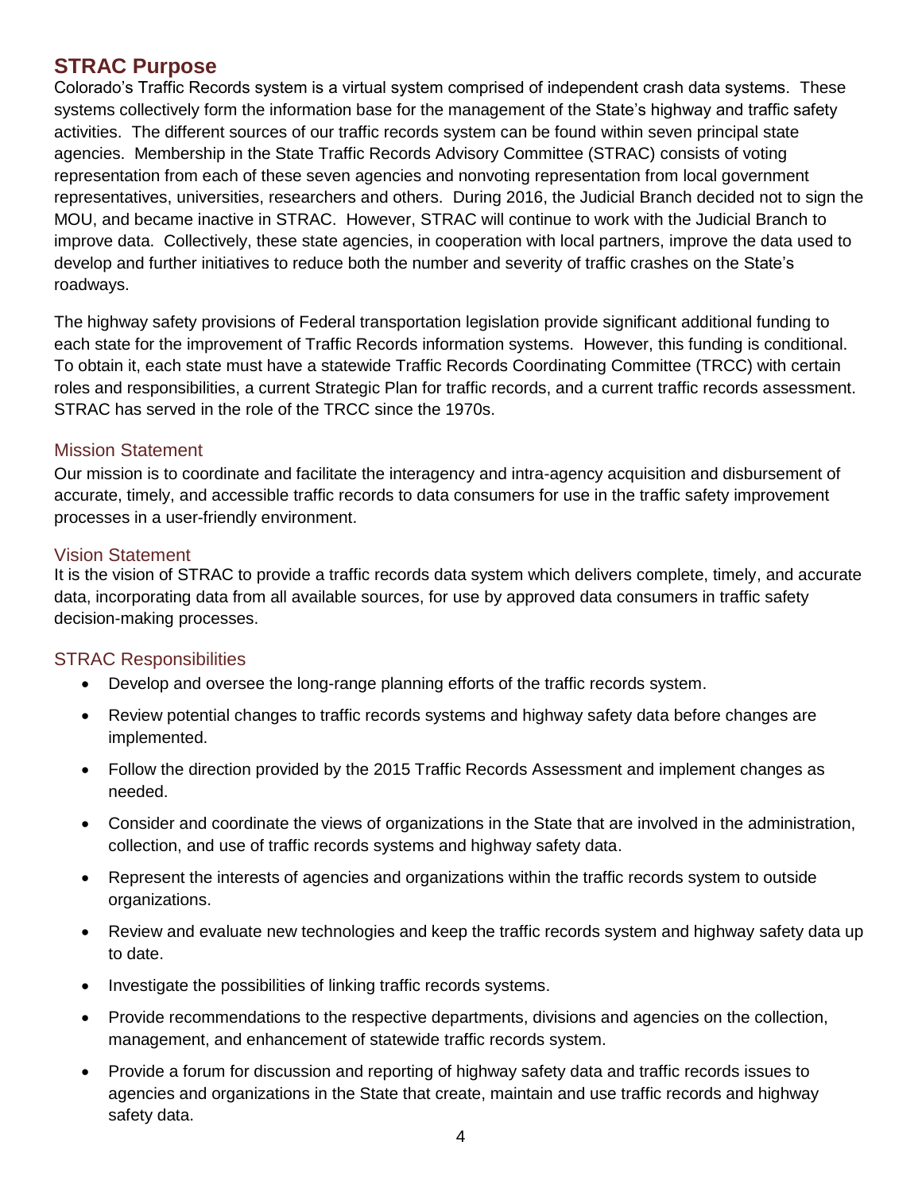## STRAC Purpose

Colorado's Traffic Records system is a virtual system comprised of independent crash data systems. These systems collectively form the information base for the management of the State's highway and traffic safety activities. The different sources of our traffic records system can be found within seven principal state agencies. Membership in the State Traffic Records Advisory Committee (STRAC) consists of voting representation from each of these seven agencies and nonvoting representation from local government representatives, universities, researchers and others. During 2016, the Judicial Branch decided not to sign the MOU, and became inactive in STRAC. However, STRAC will continue to work with the Judicial Branch to improve data. Collectively, these state agencies, in cooperation with local partners, improve the data used to develop and further initiatives to reduce both the number and severity of traffic crashes on the State's roadways.

The highway safety provisions of Federal transportation legislation provide significant additional funding to each state for the improvement of Traffic Records information systems. However, this funding is conditional. To obtain it, each state must have a statewide Traffic Records Coordinating Committee (TRCC) with certain roles and responsibilities, a current Strategic Plan for traffic records, and a current traffic records assessment. STRAC has served in the role of the TRCC since the 1970s.

### Mission Statement

Our mission is to coordinate and facilitate the interagency and intra-agency acquisition and disbursement of accurate, timely, and accessible traffic records to data consumers for use in the traffic safety improvement processes in a user-friendly environment.

### Vision Statement

It is the vision of STRAC to provide a traffic records data system which delivers complete, timely, and accurate data, incorporating data from all available sources, for use by approved data consumers in traffic safety decision-making processes.

### STRAC Responsibilities

- Develop and oversee the long-range planning efforts of the traffic records system.
- Review potential changes to traffic records systems and highway safety data before changes are implemented.
- Follow the direction provided by the 2015 Traffic Records Assessment and implement changes as needed.
- Consider and coordinate the views of organizations in the State that are involved in the administration, collection, and use of traffic records systems and highway safety data.
- Represent the interests of agencies and organizations within the traffic records system to outside organizations.
- Review and evaluate new technologies and keep the traffic records system and highway safety data up to date.
- Investigate the possibilities of linking traffic records systems.
- Provide recommendations to the respective departments, divisions and agencies on the collection, management, and enhancement of statewide traffic records system.
- Provide a forum for discussion and reporting of highway safety data and traffic records issues to agencies and organizations in the State that create, maintain and use traffic records and highway safety data.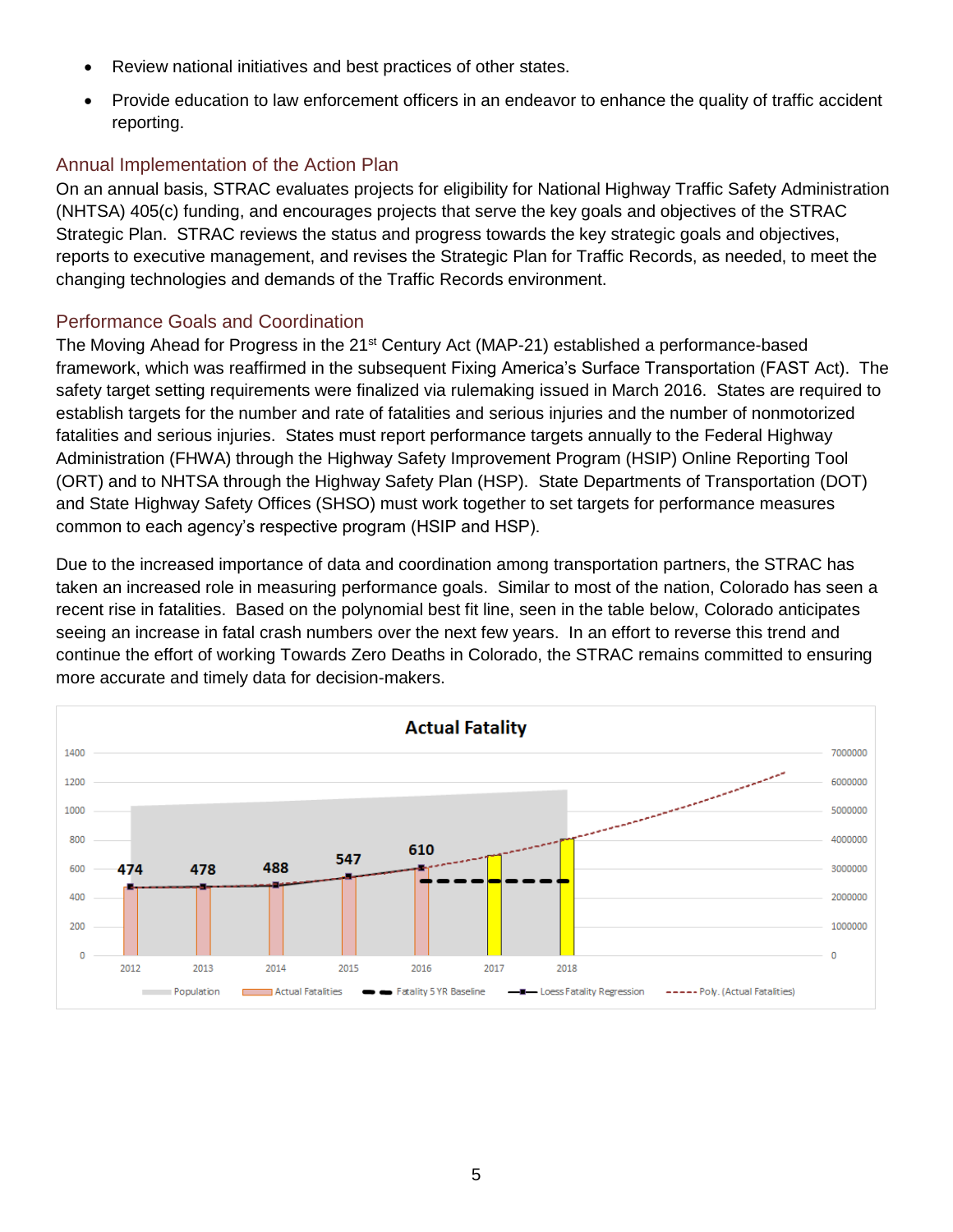- Review national initiatives and best practices of other states.
- Provide education to law enforcement officers in an endeavor to enhance the quality of traffic accident reporting.

## Annual Implementation of the Action Plan

On an annual basis, STRAC evaluates projects for eligibility for National Highway Traffic Safety Administration (NHTSA) 405(c) funding, and encourages projects that serve the key goals and objectives of the STRAC Strategic Plan. STRAC reviews the status and progress towards the key strategic goals and objectives, reports to executive management, and revises the Strategic Plan for Traffic Records, as needed, to meet the changing technologies and demands of the Traffic Records environment.

## Performance Goals and Coordination

The Moving Ahead for Progress in the 21st Century Act (MAP-21) established a performance-based framework, which was reaffirmed in the subsequent Fixing America's Surface Transportation (FAST Act). The safety target setting requirements were finalized via rulemaking issued in March 2016. States are required to establish targets for the number and rate of fatalities and serious injuries and the number of nonmotorized fatalities and serious injuries. States must report performance targets annually to the Federal Highway Administration (FHWA) through the Highway Safety Improvement Program (HSIP) Online Reporting Tool (ORT) and to NHTSA through the Highway Safety Plan (HSP). State Departments of Transportation (DOT) and State Highway Safety Offices (SHSO) must work together to set targets for performance measures common to each agency's respective program (HSIP and HSP).

Due to the increased importance of data and coordination among transportation partners, the STRAC has taken an increased role in measuring performance goals. Similar to most of the nation, Colorado has seen a recent rise in fatalities. Based on the polynomial best fit line, seen in the table below, Colorado anticipates seeing an increase in fatal crash numbers over the next few years. In an effort to reverse this trend and continue the effort of working Towards Zero Deaths in Colorado, the STRAC remains committed to ensuring more accurate and timely data for decision-makers.

**Actual Fatality**

| Year | Actual Fatalities |
| --- | --- |
| 2012 | 474 |
| 2013 | 478 |
| 2014 | 488 |
| 2015 | 547 |
| 2016 | 610 |
| 2017 | |
| 2018 | |

Legend: Population; Actual Fatalities; Fatality 5 YR Baseline; Loess Fatality Regression; Poly. (Actual Fatalities)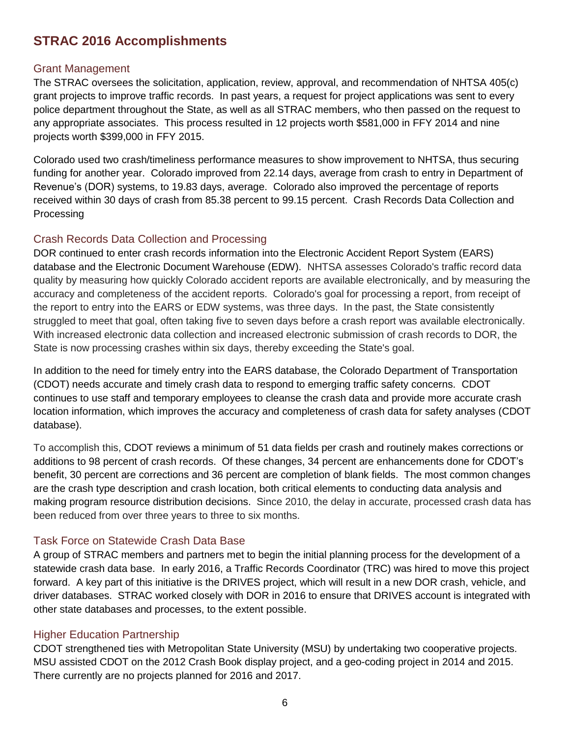## STRAC 2016 Accomplishments

### Grant Management

The STRAC oversees the solicitation, application, review, approval, and recommendation of NHTSA 405(c) grant projects to improve traffic records. In past years, a request for project applications was sent to every police department throughout the State, as well as all STRAC members, who then passed on the request to any appropriate associates. This process resulted in 12 projects worth $581,000 in FFY 2014 and nine projects worth $399,000 in FFY 2015.

Colorado used two crash/timeliness performance measures to show improvement to NHTSA, thus securing funding for another year. Colorado improved from 22.14 days, average from crash to entry in Department of Revenue's (DOR) systems, to 19.83 days, average. Colorado also improved the percentage of reports received within 30 days of crash from 85.38 percent to 99.15 percent. Crash Records Data Collection and Processing

### Crash Records Data Collection and Processing

DOR continued to enter crash records information into the Electronic Accident Report System (EARS) database and the Electronic Document Warehouse (EDW). NHTSA assesses Colorado's traffic record data quality by measuring how quickly Colorado accident reports are available electronically, and by measuring the accuracy and completeness of the accident reports. Colorado's goal for processing a report, from receipt of the report to entry into the EARS or EDW systems, was three days. In the past, the State consistently struggled to meet that goal, often taking five to seven days before a crash report was available electronically. With increased electronic data collection and increased electronic submission of crash records to DOR, the State is now processing crashes within six days, thereby exceeding the State's goal.

In addition to the need for timely entry into the EARS database, the Colorado Department of Transportation (CDOT) needs accurate and timely crash data to respond to emerging traffic safety concerns. CDOT continues to use staff and temporary employees to cleanse the crash data and provide more accurate crash location information, which improves the accuracy and completeness of crash data for safety analyses (CDOT database).

To accomplish this, CDOT reviews a minimum of 51 data fields per crash and routinely makes corrections or additions to 98 percent of crash records. Of these changes, 34 percent are enhancements done for CDOT's benefit, 30 percent are corrections and 36 percent are completion of blank fields. The most common changes are the crash type description and crash location, both critical elements to conducting data analysis and making program resource distribution decisions. Since 2010, the delay in accurate, processed crash data has been reduced from over three years to three to six months.

### Task Force on Statewide Crash Data Base

A group of STRAC members and partners met to begin the initial planning process for the development of a statewide crash data base. In early 2016, a Traffic Records Coordinator (TRC) was hired to move this project forward. A key part of this initiative is the DRIVES project, which will result in a new DOR crash, vehicle, and driver databases. STRAC worked closely with DOR in 2016 to ensure that DRIVES account is integrated with other state databases and processes, to the extent possible.

### Higher Education Partnership

CDOT strengthened ties with Metropolitan State University (MSU) by undertaking two cooperative projects. MSU assisted CDOT on the 2012 Crash Book display project, and a geo-coding project in 2014 and 2015. There currently are no projects planned for 2016 and 2017.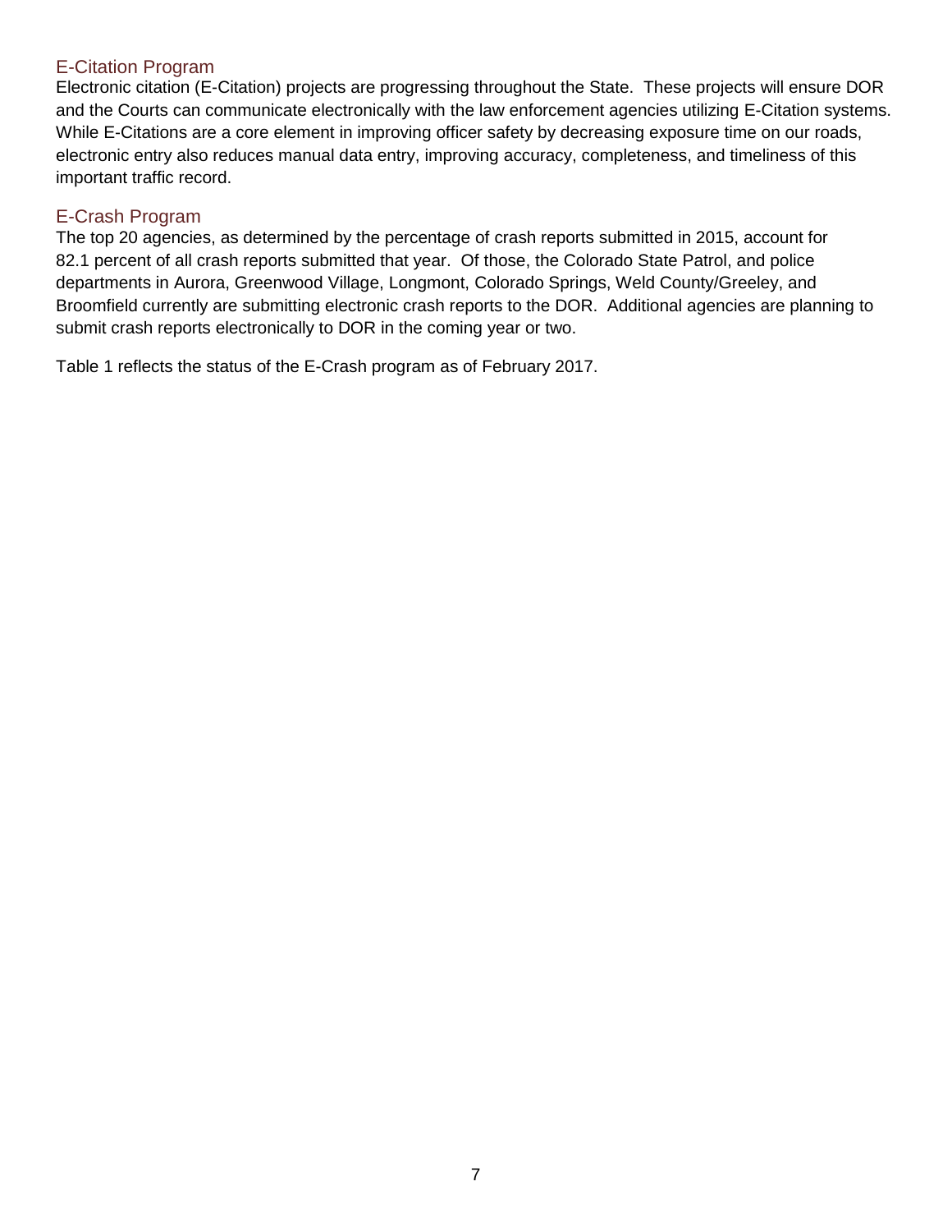## E-Citation Program

Electronic citation (E-Citation) projects are progressing throughout the State. These projects will ensure DOR and the Courts can communicate electronically with the law enforcement agencies utilizing E-Citation systems. While E-Citations are a core element in improving officer safety by decreasing exposure time on our roads, electronic entry also reduces manual data entry, improving accuracy, completeness, and timeliness of this important traffic record.

## E-Crash Program

The top 20 agencies, as determined by the percentage of crash reports submitted in 2015, account for 82.1 percent of all crash reports submitted that year. Of those, the Colorado State Patrol, and police departments in Aurora, Greenwood Village, Longmont, Colorado Springs, Weld County/Greeley, and Broomfield currently are submitting electronic crash reports to the DOR. Additional agencies are planning to submit crash reports electronically to DOR in the coming year or two.

Table 1 reflects the status of the E-Crash program as of February 2017.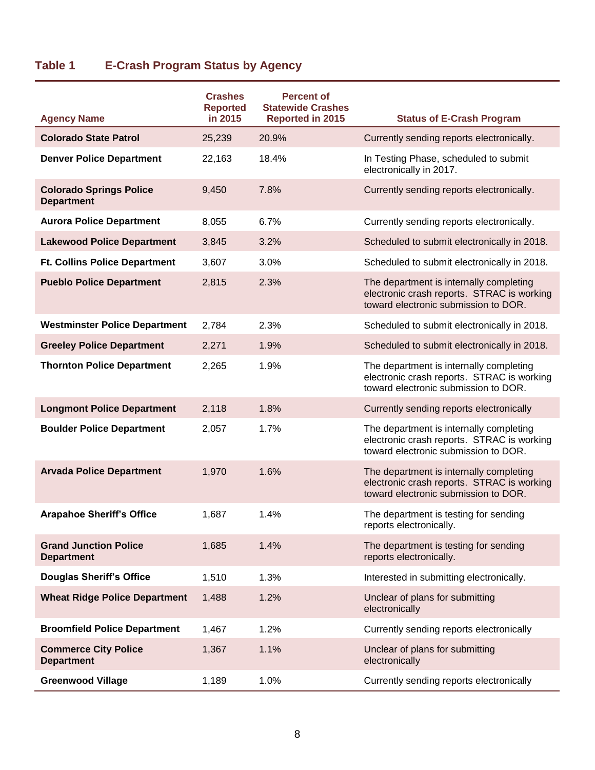## Table 1 E-Crash Program Status by Agency

| Agency Name | Crashes Reported in 2015 | Percent of Statewide Crashes Reported in 2015 | Status of E-Crash Program |
|---|---|---|---|
| **Colorado State Patrol** | 25,239 | 20.9% | Currently sending reports electronically. |
| **Denver Police Department** | 22,163 | 18.4% | In Testing Phase, scheduled to submit electronically in 2017. |
| **Colorado Springs Police Department** | 9,450 | 7.8% | Currently sending reports electronically. |
| **Aurora Police Department** | 8,055 | 6.7% | Currently sending reports electronically. |
| **Lakewood Police Department** | 3,845 | 3.2% | Scheduled to submit electronically in 2018. |
| **Ft. Collins Police Department** | 3,607 | 3.0% | Scheduled to submit electronically in 2018. |
| **Pueblo Police Department** | 2,815 | 2.3% | The department is internally completing electronic crash reports. STRAC is working toward electronic submission to DOR. |
| **Westminster Police Department** | 2,784 | 2.3% | Scheduled to submit electronically in 2018. |
| **Greeley Police Department** | 2,271 | 1.9% | Scheduled to submit electronically in 2018. |
| **Thornton Police Department** | 2,265 | 1.9% | The department is internally completing electronic crash reports. STRAC is working toward electronic submission to DOR. |
| **Longmont Police Department** | 2,118 | 1.8% | Currently sending reports electronically |
| **Boulder Police Department** | 2,057 | 1.7% | The department is internally completing electronic crash reports. STRAC is working toward electronic submission to DOR. |
| **Arvada Police Department** | 1,970 | 1.6% | The department is internally completing electronic crash reports. STRAC is working toward electronic submission to DOR. |
| **Arapahoe Sheriff's Office** | 1,687 | 1.4% | The department is testing for sending reports electronically. |
| **Grand Junction Police Department** | 1,685 | 1.4% | The department is testing for sending reports electronically. |
| **Douglas Sheriff's Office** | 1,510 | 1.3% | Interested in submitting electronically. |
| **Wheat Ridge Police Department** | 1,488 | 1.2% | Unclear of plans for submitting electronically |
| **Broomfield Police Department** | 1,467 | 1.2% | Currently sending reports electronically |
| **Commerce City Police Department** | 1,367 | 1.1% | Unclear of plans for submitting electronically |
| **Greenwood Village** | 1,189 | 1.0% | Currently sending reports electronically |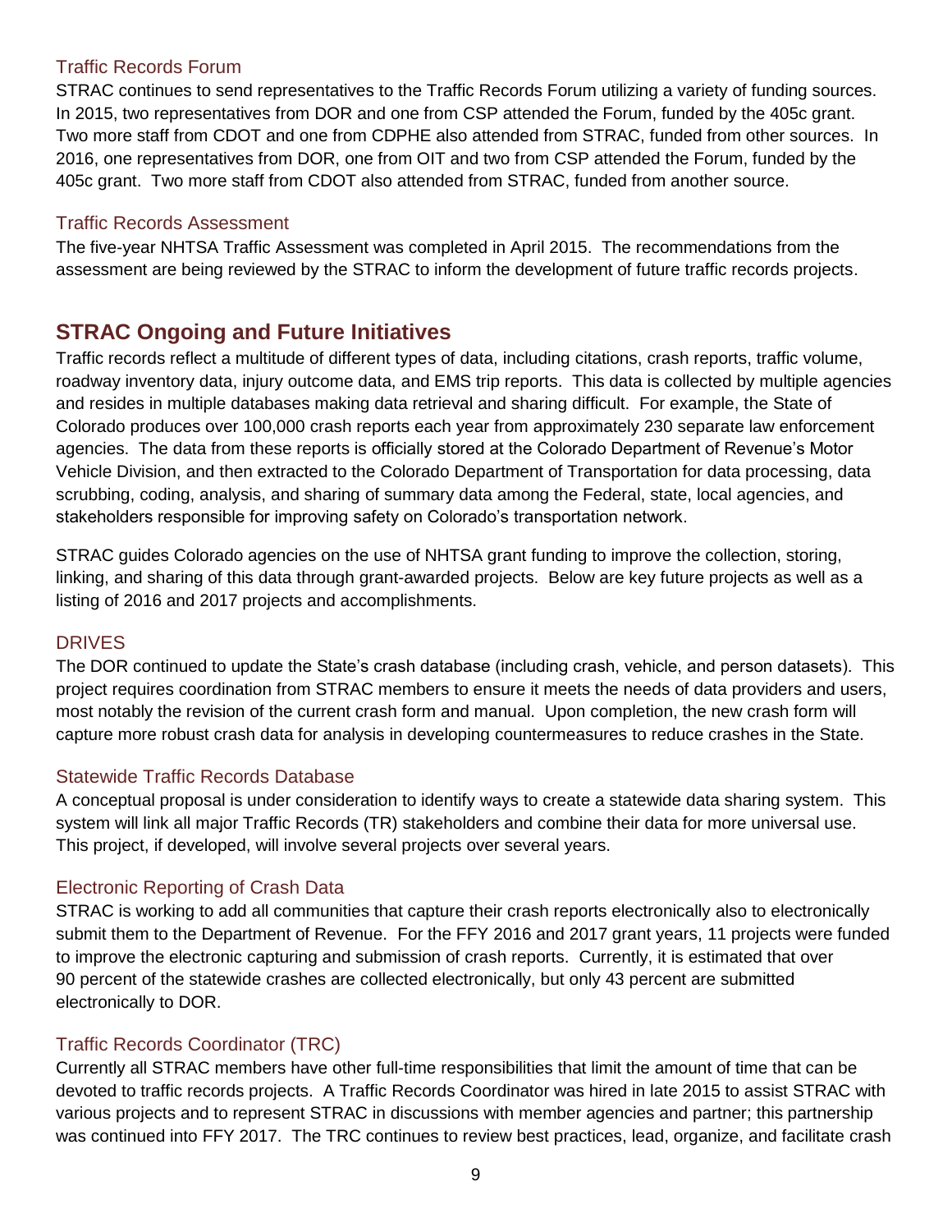### Traffic Records Forum

STRAC continues to send representatives to the Traffic Records Forum utilizing a variety of funding sources. In 2015, two representatives from DOR and one from CSP attended the Forum, funded by the 405c grant. Two more staff from CDOT and one from CDPHE also attended from STRAC, funded from other sources. In 2016, one representatives from DOR, one from OIT and two from CSP attended the Forum, funded by the 405c grant. Two more staff from CDOT also attended from STRAC, funded from another source.

### Traffic Records Assessment

The five-year NHTSA Traffic Assessment was completed in April 2015. The recommendations from the assessment are being reviewed by the STRAC to inform the development of future traffic records projects.

## STRAC Ongoing and Future Initiatives

Traffic records reflect a multitude of different types of data, including citations, crash reports, traffic volume, roadway inventory data, injury outcome data, and EMS trip reports. This data is collected by multiple agencies and resides in multiple databases making data retrieval and sharing difficult. For example, the State of Colorado produces over 100,000 crash reports each year from approximately 230 separate law enforcement agencies. The data from these reports is officially stored at the Colorado Department of Revenue's Motor Vehicle Division, and then extracted to the Colorado Department of Transportation for data processing, data scrubbing, coding, analysis, and sharing of summary data among the Federal, state, local agencies, and stakeholders responsible for improving safety on Colorado's transportation network.

STRAC guides Colorado agencies on the use of NHTSA grant funding to improve the collection, storing, linking, and sharing of this data through grant-awarded projects. Below are key future projects as well as a listing of 2016 and 2017 projects and accomplishments.

### DRIVES

The DOR continued to update the State's crash database (including crash, vehicle, and person datasets). This project requires coordination from STRAC members to ensure it meets the needs of data providers and users, most notably the revision of the current crash form and manual. Upon completion, the new crash form will capture more robust crash data for analysis in developing countermeasures to reduce crashes in the State.

### Statewide Traffic Records Database

A conceptual proposal is under consideration to identify ways to create a statewide data sharing system. This system will link all major Traffic Records (TR) stakeholders and combine their data for more universal use. This project, if developed, will involve several projects over several years.

### Electronic Reporting of Crash Data

STRAC is working to add all communities that capture their crash reports electronically also to electronically submit them to the Department of Revenue. For the FFY 2016 and 2017 grant years, 11 projects were funded to improve the electronic capturing and submission of crash reports. Currently, it is estimated that over 90 percent of the statewide crashes are collected electronically, but only 43 percent are submitted electronically to DOR.

### Traffic Records Coordinator (TRC)

Currently all STRAC members have other full-time responsibilities that limit the amount of time that can be devoted to traffic records projects. A Traffic Records Coordinator was hired in late 2015 to assist STRAC with various projects and to represent STRAC in discussions with member agencies and partner; this partnership was continued into FFY 2017. The TRC continues to review best practices, lead, organize, and facilitate crash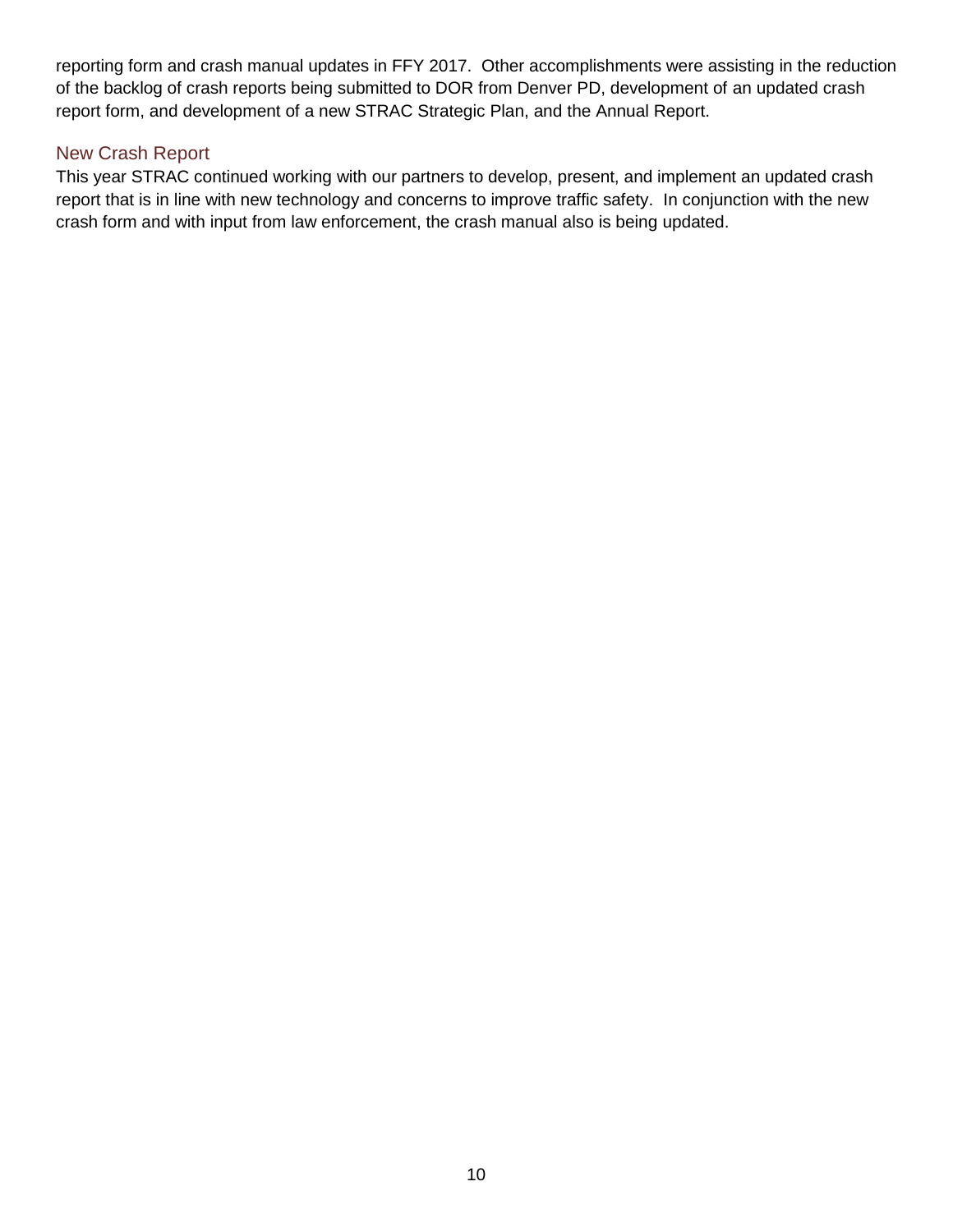reporting form and crash manual updates in FFY 2017. Other accomplishments were assisting in the reduction of the backlog of crash reports being submitted to DOR from Denver PD, development of an updated crash report form, and development of a new STRAC Strategic Plan, and the Annual Report.

## New Crash Report

This year STRAC continued working with our partners to develop, present, and implement an updated crash report that is in line with new technology and concerns to improve traffic safety. In conjunction with the new crash form and with input from law enforcement, the crash manual also is being updated.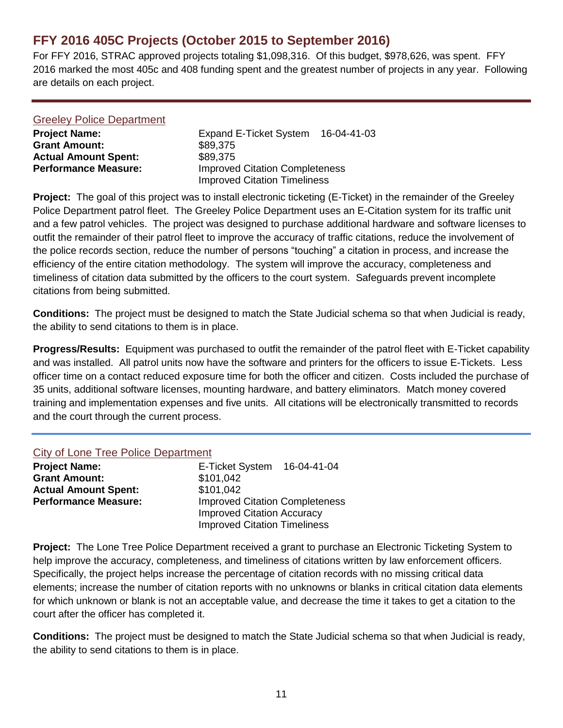## FFY 2016 405C Projects (October 2015 to September 2016)

For FFY 2016, STRAC approved projects totaling $1,098,316. Of this budget, $978,626, was spent. FFY 2016 marked the most 405c and 408 funding spent and the greatest number of projects in any year. Following are details on each project.

---

### Greeley Police Department

**Project Name:** Expand E-Ticket System 16-04-41-03
**Grant Amount:** $89,375
**Actual Amount Spent:** $89,375
**Performance Measure:** Improved Citation Completeness
Improved Citation Timeliness

**Project:** The goal of this project was to install electronic ticketing (E-Ticket) in the remainder of the Greeley Police Department patrol fleet. The Greeley Police Department uses an E-Citation system for its traffic unit and a few patrol vehicles. The project was designed to purchase additional hardware and software licenses to outfit the remainder of their patrol fleet to improve the accuracy of traffic citations, reduce the involvement of the police records section, reduce the number of persons "touching" a citation in process, and increase the efficiency of the entire citation methodology. The system will improve the accuracy, completeness and timeliness of citation data submitted by the officers to the court system. Safeguards prevent incomplete citations from being submitted.

**Conditions:** The project must be designed to match the State Judicial schema so that when Judicial is ready, the ability to send citations to them is in place.

**Progress/Results:** Equipment was purchased to outfit the remainder of the patrol fleet with E-Ticket capability and was installed. All patrol units now have the software and printers for the officers to issue E-Tickets. Less officer time on a contact reduced exposure time for both the officer and citizen. Costs included the purchase of 35 units, additional software licenses, mounting hardware, and battery eliminators. Match money covered training and implementation expenses and five units. All citations will be electronically transmitted to records and the court through the current process.

---

### City of Lone Tree Police Department

**Project Name:** E-Ticket System 16-04-41-04
**Grant Amount:** $101,042
**Actual Amount Spent:** $101,042
**Performance Measure:** Improved Citation Completeness
Improved Citation Accuracy
Improved Citation Timeliness

**Project:** The Lone Tree Police Department received a grant to purchase an Electronic Ticketing System to help improve the accuracy, completeness, and timeliness of citations written by law enforcement officers. Specifically, the project helps increase the percentage of citation records with no missing critical data elements; increase the number of citation reports with no unknowns or blanks in critical citation data elements for which unknown or blank is not an acceptable value, and decrease the time it takes to get a citation to the court after the officer has completed it.

**Conditions:** The project must be designed to match the State Judicial schema so that when Judicial is ready, the ability to send citations to them is in place.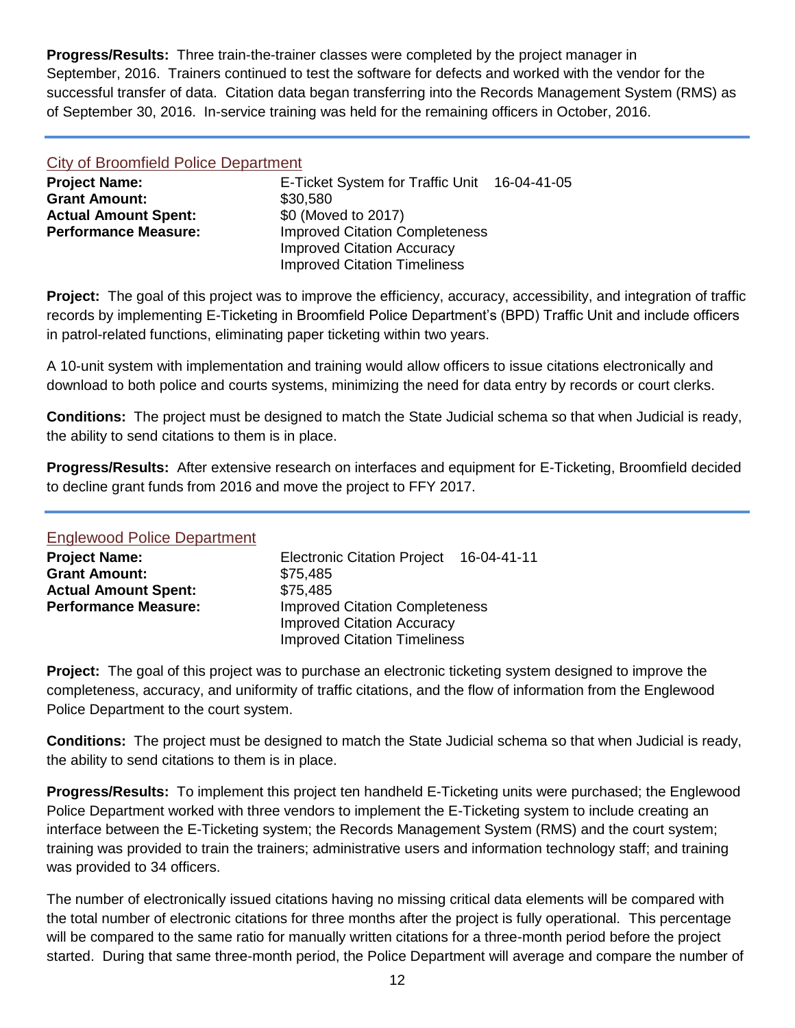**Progress/Results:** Three train-the-trainer classes were completed by the project manager in September, 2016. Trainers continued to test the software for defects and worked with the vendor for the successful transfer of data. Citation data began transferring into the Records Management System (RMS) as of September 30, 2016. In-service training was held for the remaining officers in October, 2016.

---

## City of Broomfield Police Department

| | |
|---|---|
| **Project Name:** | E-Ticket System for Traffic Unit 16-04-41-05 |
| **Grant Amount:** | $30,580 |
| **Actual Amount Spent:** | $0 (Moved to 2017) |
| **Performance Measure:** | Improved Citation Completeness<br>Improved Citation Accuracy<br>Improved Citation Timeliness |

**Project:** The goal of this project was to improve the efficiency, accuracy, accessibility, and integration of traffic records by implementing E-Ticketing in Broomfield Police Department's (BPD) Traffic Unit and include officers in patrol-related functions, eliminating paper ticketing within two years.

A 10-unit system with implementation and training would allow officers to issue citations electronically and download to both police and courts systems, minimizing the need for data entry by records or court clerks.

**Conditions:** The project must be designed to match the State Judicial schema so that when Judicial is ready, the ability to send citations to them is in place.

**Progress/Results:** After extensive research on interfaces and equipment for E-Ticketing, Broomfield decided to decline grant funds from 2016 and move the project to FFY 2017.

---

## Englewood Police Department

| | |
|---|---|
| **Project Name:** | Electronic Citation Project 16-04-41-11 |
| **Grant Amount:** | $75,485 |
| **Actual Amount Spent:** | $75,485 |
| **Performance Measure:** | Improved Citation Completeness<br>Improved Citation Accuracy<br>Improved Citation Timeliness |

**Project:** The goal of this project was to purchase an electronic ticketing system designed to improve the completeness, accuracy, and uniformity of traffic citations, and the flow of information from the Englewood Police Department to the court system.

**Conditions:** The project must be designed to match the State Judicial schema so that when Judicial is ready, the ability to send citations to them is in place.

**Progress/Results:** To implement this project ten handheld E-Ticketing units were purchased; the Englewood Police Department worked with three vendors to implement the E-Ticketing system to include creating an interface between the E-Ticketing system; the Records Management System (RMS) and the court system; training was provided to train the trainers; administrative users and information technology staff; and training was provided to 34 officers.

The number of electronically issued citations having no missing critical data elements will be compared with the total number of electronic citations for three months after the project is fully operational. This percentage will be compared to the same ratio for manually written citations for a three-month period before the project started. During that same three-month period, the Police Department will average and compare the number of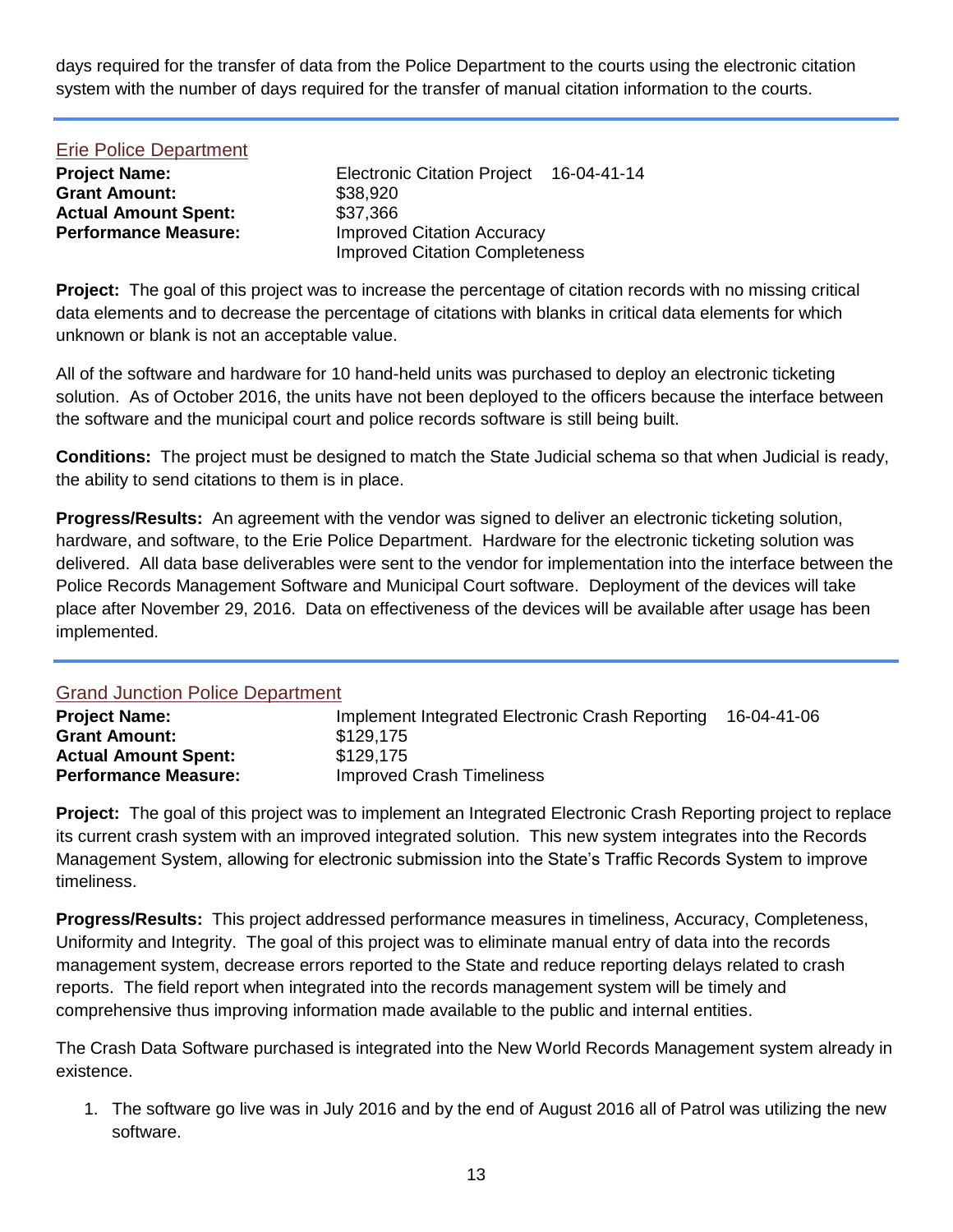days required for the transfer of data from the Police Department to the courts using the electronic citation system with the number of days required for the transfer of manual citation information to the courts.

---

## Erie Police Department

**Project Name:** Electronic Citation Project 16-04-41-14
**Grant Amount:** $38,920
**Actual Amount Spent:** $37,366
**Performance Measure:** Improved Citation Accuracy
Improved Citation Completeness

**Project:** The goal of this project was to increase the percentage of citation records with no missing critical data elements and to decrease the percentage of citations with blanks in critical data elements for which unknown or blank is not an acceptable value.

All of the software and hardware for 10 hand-held units was purchased to deploy an electronic ticketing solution. As of October 2016, the units have not been deployed to the officers because the interface between the software and the municipal court and police records software is still being built.

**Conditions:** The project must be designed to match the State Judicial schema so that when Judicial is ready, the ability to send citations to them is in place.

**Progress/Results:** An agreement with the vendor was signed to deliver an electronic ticketing solution, hardware, and software, to the Erie Police Department. Hardware for the electronic ticketing solution was delivered. All data base deliverables were sent to the vendor for implementation into the interface between the Police Records Management Software and Municipal Court software. Deployment of the devices will take place after November 29, 2016. Data on effectiveness of the devices will be available after usage has been implemented.

---

## Grand Junction Police Department

**Project Name:** Implement Integrated Electronic Crash Reporting 16-04-41-06
**Grant Amount:** $129,175
**Actual Amount Spent:** $129,175
**Performance Measure:** Improved Crash Timeliness

**Project:** The goal of this project was to implement an Integrated Electronic Crash Reporting project to replace its current crash system with an improved integrated solution. This new system integrates into the Records Management System, allowing for electronic submission into the State's Traffic Records System to improve timeliness.

**Progress/Results:** This project addressed performance measures in timeliness, Accuracy, Completeness, Uniformity and Integrity. The goal of this project was to eliminate manual entry of data into the records management system, decrease errors reported to the State and reduce reporting delays related to crash reports. The field report when integrated into the records management system will be timely and comprehensive thus improving information made available to the public and internal entities.

The Crash Data Software purchased is integrated into the New World Records Management system already in existence.

1. The software go live was in July 2016 and by the end of August 2016 all of Patrol was utilizing the new software.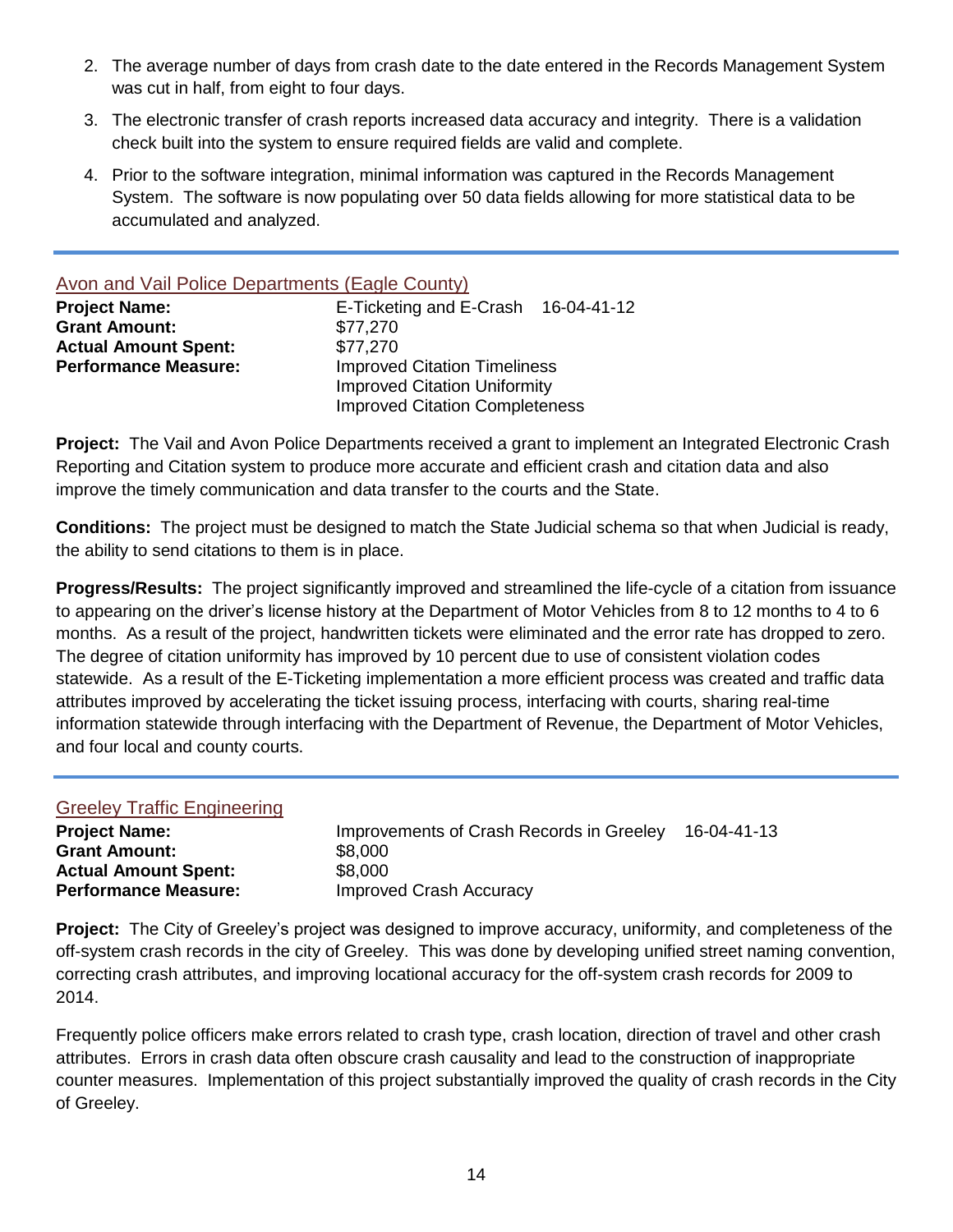2. The average number of days from crash date to the date entered in the Records Management System was cut in half, from eight to four days.

3. The electronic transfer of crash reports increased data accuracy and integrity. There is a validation check built into the system to ensure required fields are valid and complete.

4. Prior to the software integration, minimal information was captured in the Records Management System. The software is now populating over 50 data fields allowing for more statistical data to be accumulated and analyzed.

---

## Avon and Vail Police Departments (Eagle County)

| | |
|---|---|
| **Project Name:** | E-Ticketing and E-Crash 16-04-41-12 |
| **Grant Amount:** | $77,270 |
| **Actual Amount Spent:** | $77,270 |
| **Performance Measure:** | Improved Citation Timeliness<br>Improved Citation Uniformity<br>Improved Citation Completeness |

**Project:** The Vail and Avon Police Departments received a grant to implement an Integrated Electronic Crash Reporting and Citation system to produce more accurate and efficient crash and citation data and also improve the timely communication and data transfer to the courts and the State.

**Conditions:** The project must be designed to match the State Judicial schema so that when Judicial is ready, the ability to send citations to them is in place.

**Progress/Results:** The project significantly improved and streamlined the life-cycle of a citation from issuance to appearing on the driver's license history at the Department of Motor Vehicles from 8 to 12 months to 4 to 6 months. As a result of the project, handwritten tickets were eliminated and the error rate has dropped to zero. The degree of citation uniformity has improved by 10 percent due to use of consistent violation codes statewide. As a result of the E-Ticketing implementation a more efficient process was created and traffic data attributes improved by accelerating the ticket issuing process, interfacing with courts, sharing real-time information statewide through interfacing with the Department of Revenue, the Department of Motor Vehicles, and four local and county courts.

---

## Greeley Traffic Engineering

| | |
|---|---|
| **Project Name:** | Improvements of Crash Records in Greeley 16-04-41-13 |
| **Grant Amount:** | $8,000 |
| **Actual Amount Spent:** | $8,000 |
| **Performance Measure:** | Improved Crash Accuracy |

**Project:** The City of Greeley's project was designed to improve accuracy, uniformity, and completeness of the off-system crash records in the city of Greeley. This was done by developing unified street naming convention, correcting crash attributes, and improving locational accuracy for the off-system crash records for 2009 to 2014.

Frequently police officers make errors related to crash type, crash location, direction of travel and other crash attributes. Errors in crash data often obscure crash causality and lead to the construction of inappropriate counter measures. Implementation of this project substantially improved the quality of crash records in the City of Greeley.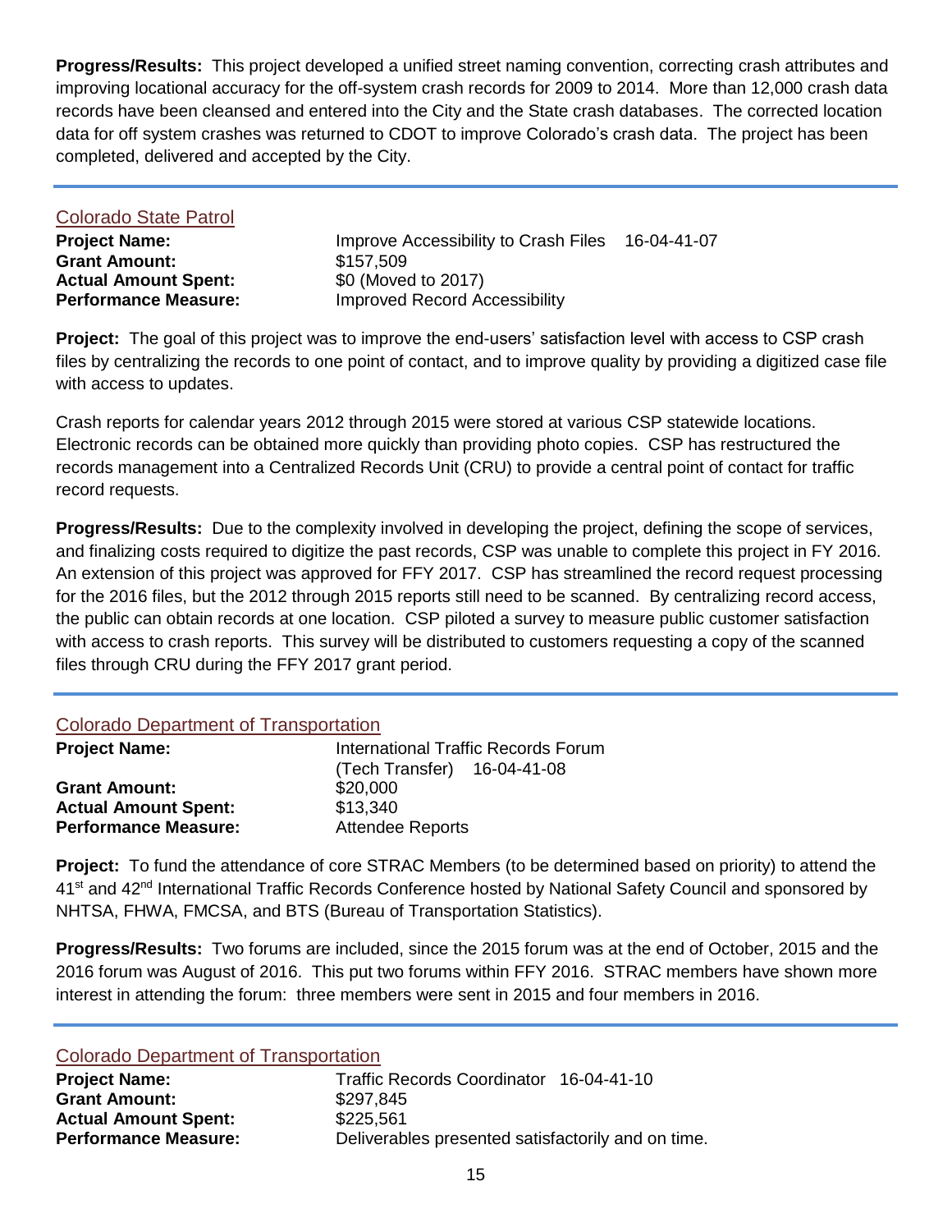**Progress/Results:** This project developed a unified street naming convention, correcting crash attributes and improving locational accuracy for the off-system crash records for 2009 to 2014. More than 12,000 crash data records have been cleansed and entered into the City and the State crash databases. The corrected location data for off system crashes was returned to CDOT to improve Colorado's crash data. The project has been completed, delivered and accepted by the City.

---

## Colorado State Patrol

**Project Name:** Improve Accessibility to Crash Files 16-04-41-07
**Grant Amount:** $157,509
**Actual Amount Spent:** $0 (Moved to 2017)
**Performance Measure:** Improved Record Accessibility

**Project:** The goal of this project was to improve the end-users' satisfaction level with access to CSP crash files by centralizing the records to one point of contact, and to improve quality by providing a digitized case file with access to updates.

Crash reports for calendar years 2012 through 2015 were stored at various CSP statewide locations. Electronic records can be obtained more quickly than providing photo copies. CSP has restructured the records management into a Centralized Records Unit (CRU) to provide a central point of contact for traffic record requests.

**Progress/Results:** Due to the complexity involved in developing the project, defining the scope of services, and finalizing costs required to digitize the past records, CSP was unable to complete this project in FY 2016. An extension of this project was approved for FFY 2017. CSP has streamlined the record request processing for the 2016 files, but the 2012 through 2015 reports still need to be scanned. By centralizing record access, the public can obtain records at one location. CSP piloted a survey to measure public customer satisfaction with access to crash reports. This survey will be distributed to customers requesting a copy of the scanned files through CRU during the FFY 2017 grant period.

---

## Colorado Department of Transportation

**Project Name:** International Traffic Records Forum (Tech Transfer) 16-04-41-08
**Grant Amount:** $20,000
**Actual Amount Spent:** $13,340
**Performance Measure:** Attendee Reports

**Project:** To fund the attendance of core STRAC Members (to be determined based on priority) to attend the 41st and 42nd International Traffic Records Conference hosted by National Safety Council and sponsored by NHTSA, FHWA, FMCSA, and BTS (Bureau of Transportation Statistics).

**Progress/Results:** Two forums are included, since the 2015 forum was at the end of October, 2015 and the 2016 forum was August of 2016. This put two forums within FFY 2016. STRAC members have shown more interest in attending the forum: three members were sent in 2015 and four members in 2016.

---

## Colorado Department of Transportation

**Project Name:** Traffic Records Coordinator 16-04-41-10
**Grant Amount:** $297,845
**Actual Amount Spent:** $225,561
**Performance Measure:** Deliverables presented satisfactorily and on time.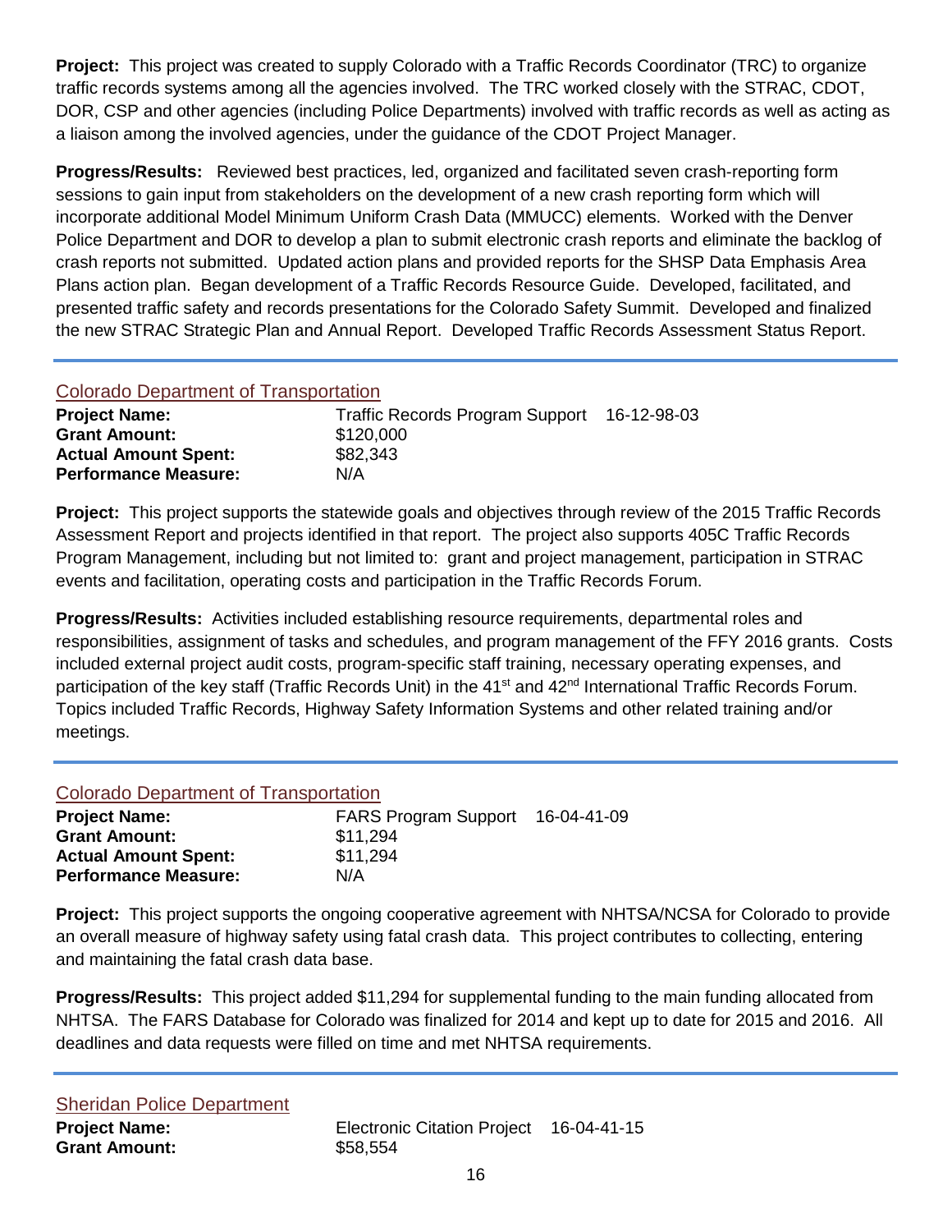**Project:** This project was created to supply Colorado with a Traffic Records Coordinator (TRC) to organize traffic records systems among all the agencies involved. The TRC worked closely with the STRAC, CDOT, DOR, CSP and other agencies (including Police Departments) involved with traffic records as well as acting as a liaison among the involved agencies, under the guidance of the CDOT Project Manager.

**Progress/Results:** Reviewed best practices, led, organized and facilitated seven crash-reporting form sessions to gain input from stakeholders on the development of a new crash reporting form which will incorporate additional Model Minimum Uniform Crash Data (MMUCC) elements. Worked with the Denver Police Department and DOR to develop a plan to submit electronic crash reports and eliminate the backlog of crash reports not submitted. Updated action plans and provided reports for the SHSP Data Emphasis Area Plans action plan. Began development of a Traffic Records Resource Guide. Developed, facilitated, and presented traffic safety and records presentations for the Colorado Safety Summit. Developed and finalized the new STRAC Strategic Plan and Annual Report. Developed Traffic Records Assessment Status Report.

---

## Colorado Department of Transportation

**Project Name:** Traffic Records Program Support 16-12-98-03
**Grant Amount:** $120,000
**Actual Amount Spent:** $82,343
**Performance Measure:** N/A

**Project:** This project supports the statewide goals and objectives through review of the 2015 Traffic Records Assessment Report and projects identified in that report. The project also supports 405C Traffic Records Program Management, including but not limited to: grant and project management, participation in STRAC events and facilitation, operating costs and participation in the Traffic Records Forum.

**Progress/Results:** Activities included establishing resource requirements, departmental roles and responsibilities, assignment of tasks and schedules, and program management of the FFY 2016 grants. Costs included external project audit costs, program-specific staff training, necessary operating expenses, and participation of the key staff (Traffic Records Unit) in the 41st and 42nd International Traffic Records Forum. Topics included Traffic Records, Highway Safety Information Systems and other related training and/or meetings.

---

## Colorado Department of Transportation

**Project Name:** FARS Program Support 16-04-41-09
**Grant Amount:** $11,294
**Actual Amount Spent:** $11,294
**Performance Measure:** N/A

**Project:** This project supports the ongoing cooperative agreement with NHTSA/NCSA for Colorado to provide an overall measure of highway safety using fatal crash data. This project contributes to collecting, entering and maintaining the fatal crash data base.

**Progress/Results:** This project added $11,294 for supplemental funding to the main funding allocated from NHTSA. The FARS Database for Colorado was finalized for 2014 and kept up to date for 2015 and 2016. All deadlines and data requests were filled on time and met NHTSA requirements.

---

## Sheridan Police Department

**Project Name:** Electronic Citation Project 16-04-41-15
**Grant Amount:** $58,554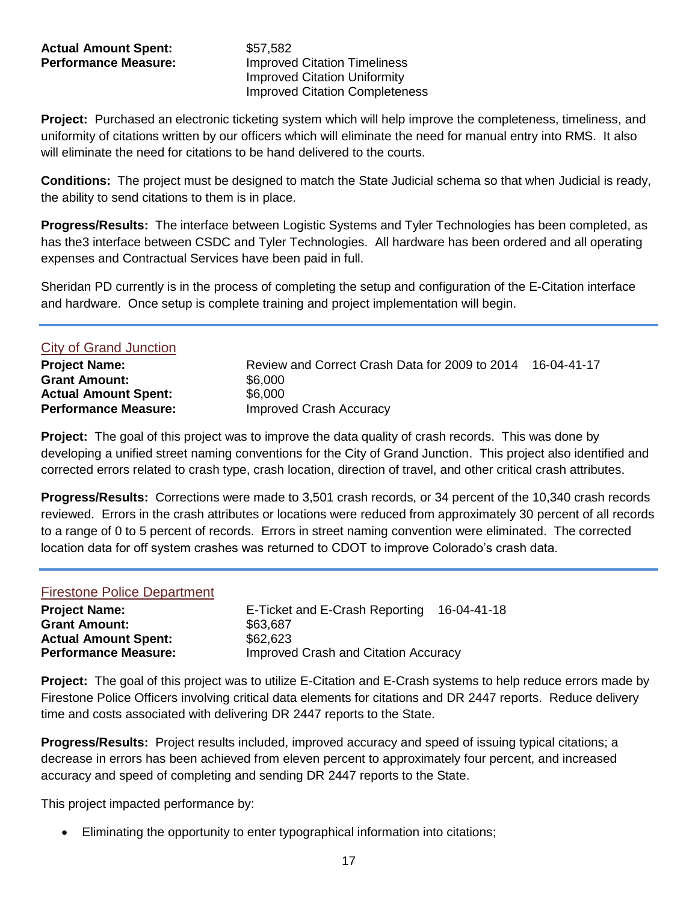**Actual Amount Spent:** $57,582
**Performance Measure:** Improved Citation Timeliness
Improved Citation Uniformity
Improved Citation Completeness

**Project:** Purchased an electronic ticketing system which will help improve the completeness, timeliness, and uniformity of citations written by our officers which will eliminate the need for manual entry into RMS. It also will eliminate the need for citations to be hand delivered to the courts.

**Conditions:** The project must be designed to match the State Judicial schema so that when Judicial is ready, the ability to send citations to them is in place.

**Progress/Results:** The interface between Logistic Systems and Tyler Technologies has been completed, as has the3 interface between CSDC and Tyler Technologies. All hardware has been ordered and all operating expenses and Contractual Services have been paid in full.

Sheridan PD currently is in the process of completing the setup and configuration of the E-Citation interface and hardware. Once setup is complete training and project implementation will begin.

---

## City of Grand Junction

**Project Name:** Review and Correct Crash Data for 2009 to 2014 16-04-41-17
**Grant Amount:** $6,000
**Actual Amount Spent:** $6,000
**Performance Measure:** Improved Crash Accuracy

**Project:** The goal of this project was to improve the data quality of crash records. This was done by developing a unified street naming conventions for the City of Grand Junction. This project also identified and corrected errors related to crash type, crash location, direction of travel, and other critical crash attributes.

**Progress/Results:** Corrections were made to 3,501 crash records, or 34 percent of the 10,340 crash records reviewed. Errors in the crash attributes or locations were reduced from approximately 30 percent of all records to a range of 0 to 5 percent of records. Errors in street naming convention were eliminated. The corrected location data for off system crashes was returned to CDOT to improve Colorado's crash data.

---

## Firestone Police Department

**Project Name:** E-Ticket and E-Crash Reporting 16-04-41-18
**Grant Amount:** $63,687
**Actual Amount Spent:** $62,623
**Performance Measure:** Improved Crash and Citation Accuracy

**Project:** The goal of this project was to utilize E-Citation and E-Crash systems to help reduce errors made by Firestone Police Officers involving critical data elements for citations and DR 2447 reports. Reduce delivery time and costs associated with delivering DR 2447 reports to the State.

**Progress/Results:** Project results included, improved accuracy and speed of issuing typical citations; a decrease in errors has been achieved from eleven percent to approximately four percent, and increased accuracy and speed of completing and sending DR 2447 reports to the State.

This project impacted performance by:

- Eliminating the opportunity to enter typographical information into citations;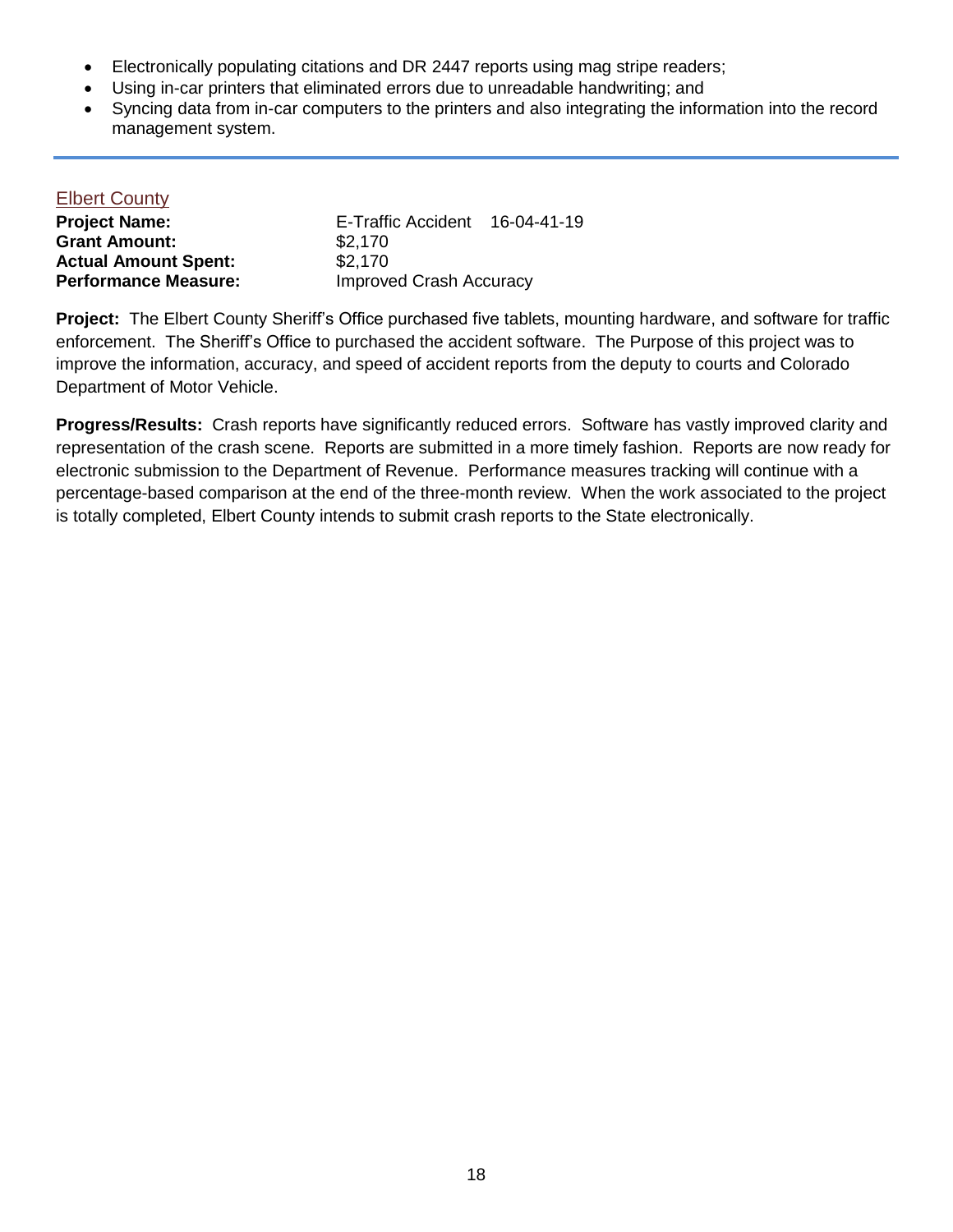- Electronically populating citations and DR 2447 reports using mag stripe readers;
- Using in-car printers that eliminated errors due to unreadable handwriting; and
- Syncing data from in-car computers to the printers and also integrating the information into the record management system.

---

### Elbert County

**Project Name:** E-Traffic Accident 16-04-41-19
**Grant Amount:** $2,170
**Actual Amount Spent:** $2,170
**Performance Measure:** Improved Crash Accuracy

**Project:** The Elbert County Sheriff's Office purchased five tablets, mounting hardware, and software for traffic enforcement. The Sheriff's Office to purchased the accident software. The Purpose of this project was to improve the information, accuracy, and speed of accident reports from the deputy to courts and Colorado Department of Motor Vehicle.

**Progress/Results:** Crash reports have significantly reduced errors. Software has vastly improved clarity and representation of the crash scene. Reports are submitted in a more timely fashion. Reports are now ready for electronic submission to the Department of Revenue. Performance measures tracking will continue with a percentage-based comparison at the end of the three-month review. When the work associated to the project is totally completed, Elbert County intends to submit crash reports to the State electronically.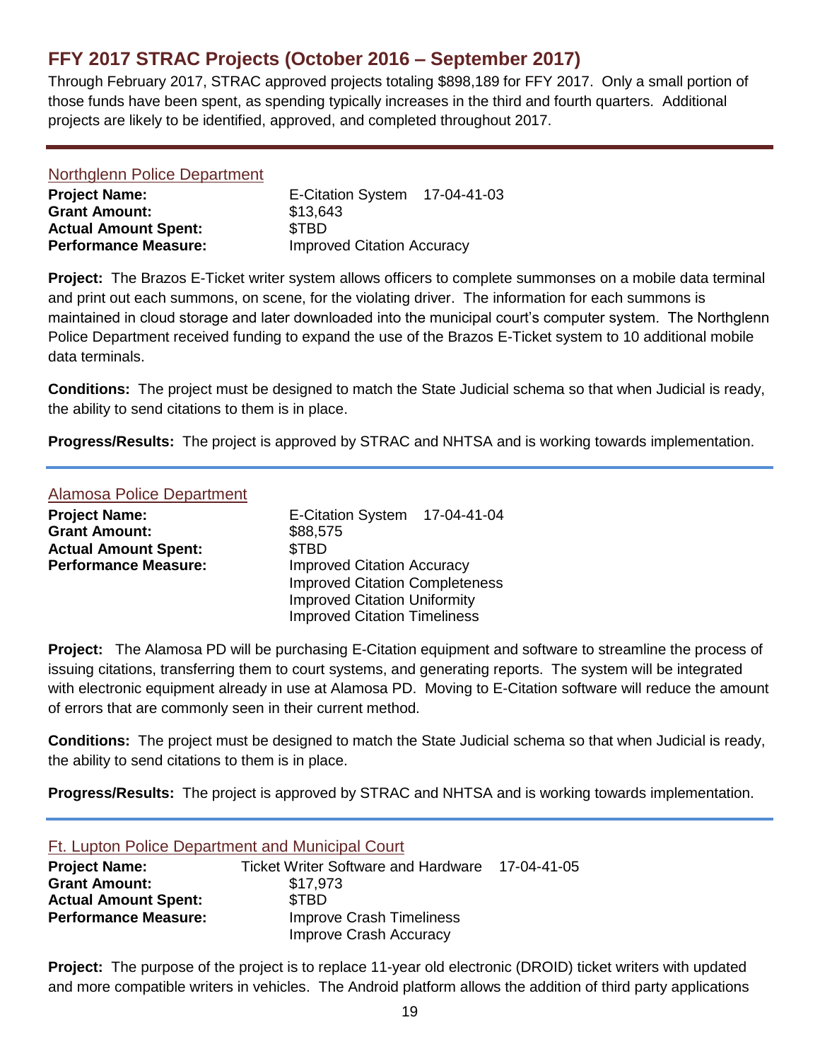## FFY 2017 STRAC Projects (October 2016 – September 2017)

Through February 2017, STRAC approved projects totaling $898,189 for FFY 2017. Only a small portion of those funds have been spent, as spending typically increases in the third and fourth quarters. Additional projects are likely to be identified, approved, and completed throughout 2017.

### Northglenn Police Department

**Project Name:** E-Citation System 17-04-41-03
**Grant Amount:** $13,643
**Actual Amount Spent:** $TBD
**Performance Measure:** Improved Citation Accuracy

**Project:** The Brazos E-Ticket writer system allows officers to complete summonses on a mobile data terminal and print out each summons, on scene, for the violating driver. The information for each summons is maintained in cloud storage and later downloaded into the municipal court's computer system. The Northglenn Police Department received funding to expand the use of the Brazos E-Ticket system to 10 additional mobile data terminals.

**Conditions:** The project must be designed to match the State Judicial schema so that when Judicial is ready, the ability to send citations to them is in place.

**Progress/Results:** The project is approved by STRAC and NHTSA and is working towards implementation.

### Alamosa Police Department

**Project Name:** E-Citation System 17-04-41-04
**Grant Amount:** $88,575
**Actual Amount Spent:** $TBD
**Performance Measure:** Improved Citation Accuracy
Improved Citation Completeness
Improved Citation Uniformity
Improved Citation Timeliness

**Project:** The Alamosa PD will be purchasing E-Citation equipment and software to streamline the process of issuing citations, transferring them to court systems, and generating reports. The system will be integrated with electronic equipment already in use at Alamosa PD. Moving to E-Citation software will reduce the amount of errors that are commonly seen in their current method.

**Conditions:** The project must be designed to match the State Judicial schema so that when Judicial is ready, the ability to send citations to them is in place.

**Progress/Results:** The project is approved by STRAC and NHTSA and is working towards implementation.

### Ft. Lupton Police Department and Municipal Court

**Project Name:** Ticket Writer Software and Hardware 17-04-41-05
**Grant Amount:** $17,973
**Actual Amount Spent:** $TBD
**Performance Measure:** Improve Crash Timeliness
Improve Crash Accuracy

**Project:** The purpose of the project is to replace 11-year old electronic (DROID) ticket writers with updated and more compatible writers in vehicles. The Android platform allows the addition of third party applications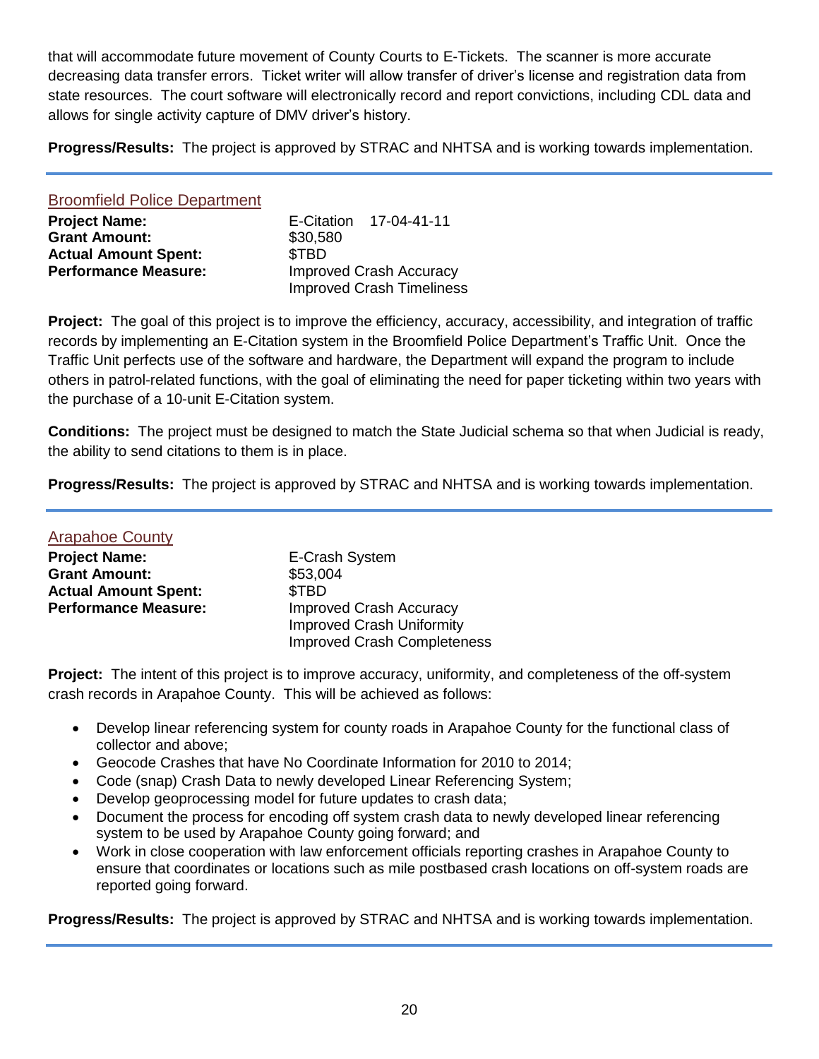that will accommodate future movement of County Courts to E-Tickets. The scanner is more accurate decreasing data transfer errors. Ticket writer will allow transfer of driver's license and registration data from state resources. The court software will electronically record and report convictions, including CDL data and allows for single activity capture of DMV driver's history.

**Progress/Results:** The project is approved by STRAC and NHTSA and is working towards implementation.

---

## Broomfield Police Department

**Project Name:** E-Citation 17-04-41-11
**Grant Amount:** $30,580
**Actual Amount Spent:** $TBD
**Performance Measure:** Improved Crash Accuracy
Improved Crash Timeliness

**Project:** The goal of this project is to improve the efficiency, accuracy, accessibility, and integration of traffic records by implementing an E-Citation system in the Broomfield Police Department's Traffic Unit. Once the Traffic Unit perfects use of the software and hardware, the Department will expand the program to include others in patrol-related functions, with the goal of eliminating the need for paper ticketing within two years with the purchase of a 10-unit E-Citation system.

**Conditions:** The project must be designed to match the State Judicial schema so that when Judicial is ready, the ability to send citations to them is in place.

**Progress/Results:** The project is approved by STRAC and NHTSA and is working towards implementation.

---

## Arapahoe County

**Project Name:** E-Crash System
**Grant Amount:** $53,004
**Actual Amount Spent:** $TBD
**Performance Measure:** Improved Crash Accuracy
Improved Crash Uniformity
Improved Crash Completeness

**Project:** The intent of this project is to improve accuracy, uniformity, and completeness of the off-system crash records in Arapahoe County. This will be achieved as follows:

- Develop linear referencing system for county roads in Arapahoe County for the functional class of collector and above;
- Geocode Crashes that have No Coordinate Information for 2010 to 2014;
- Code (snap) Crash Data to newly developed Linear Referencing System;
- Develop geoprocessing model for future updates to crash data;
- Document the process for encoding off system crash data to newly developed linear referencing system to be used by Arapahoe County going forward; and
- Work in close cooperation with law enforcement officials reporting crashes in Arapahoe County to ensure that coordinates or locations such as mile postbased crash locations on off-system roads are reported going forward.

**Progress/Results:** The project is approved by STRAC and NHTSA and is working towards implementation.

---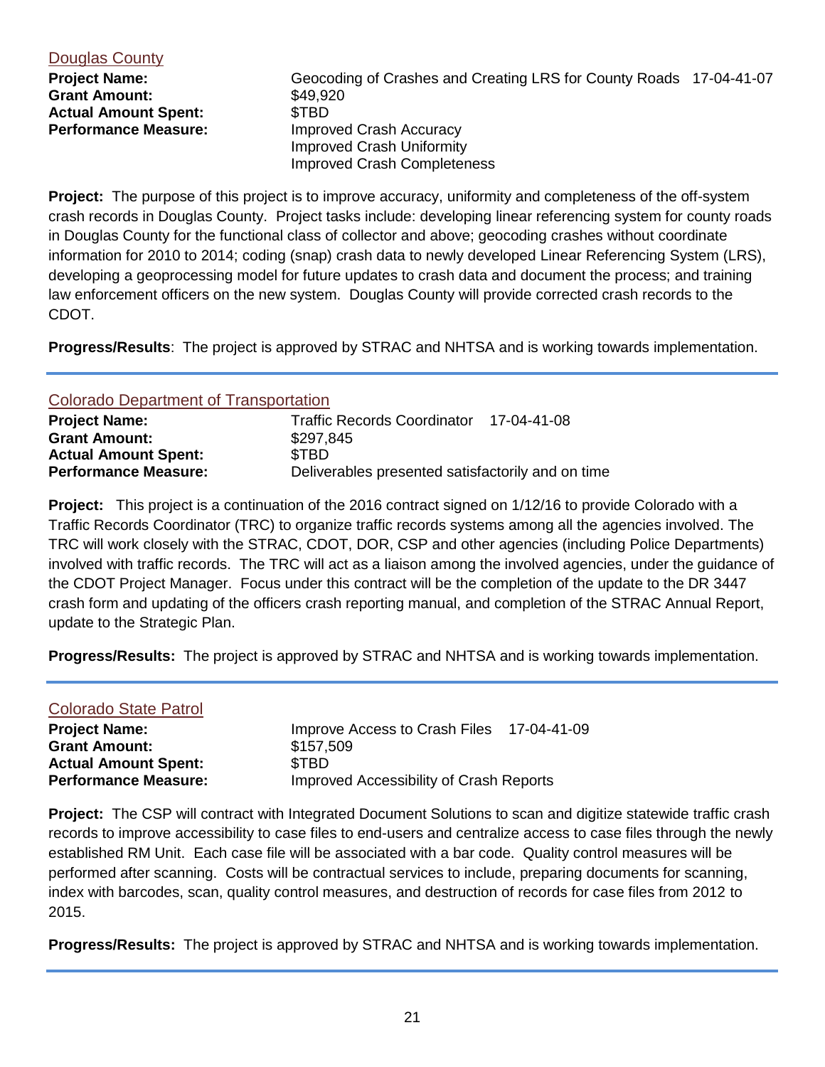## Douglas County

**Project Name:** Geocoding of Crashes and Creating LRS for County Roads 17-04-41-07
**Grant Amount:** $49,920
**Actual Amount Spent:** $TBD
**Performance Measure:** Improved Crash Accuracy
Improved Crash Uniformity
Improved Crash Completeness

**Project:** The purpose of this project is to improve accuracy, uniformity and completeness of the off-system crash records in Douglas County. Project tasks include: developing linear referencing system for county roads in Douglas County for the functional class of collector and above; geocoding crashes without coordinate information for 2010 to 2014; coding (snap) crash data to newly developed Linear Referencing System (LRS), developing a geoprocessing model for future updates to crash data and document the process; and training law enforcement officers on the new system. Douglas County will provide corrected crash records to the CDOT.

**Progress/Results**: The project is approved by STRAC and NHTSA and is working towards implementation.

---

## Colorado Department of Transportation

**Project Name:** Traffic Records Coordinator 17-04-41-08
**Grant Amount:** $297,845
**Actual Amount Spent:** $TBD
**Performance Measure:** Deliverables presented satisfactorily and on time

**Project:** This project is a continuation of the 2016 contract signed on 1/12/16 to provide Colorado with a Traffic Records Coordinator (TRC) to organize traffic records systems among all the agencies involved. The TRC will work closely with the STRAC, CDOT, DOR, CSP and other agencies (including Police Departments) involved with traffic records. The TRC will act as a liaison among the involved agencies, under the guidance of the CDOT Project Manager. Focus under this contract will be the completion of the update to the DR 3447 crash form and updating of the officers crash reporting manual, and completion of the STRAC Annual Report, update to the Strategic Plan.

**Progress/Results:** The project is approved by STRAC and NHTSA and is working towards implementation.

---

## Colorado State Patrol

**Project Name:** Improve Access to Crash Files 17-04-41-09
**Grant Amount:** $157,509
**Actual Amount Spent:** $TBD
**Performance Measure:** Improved Accessibility of Crash Reports

**Project:** The CSP will contract with Integrated Document Solutions to scan and digitize statewide traffic crash records to improve accessibility to case files to end-users and centralize access to case files through the newly established RM Unit. Each case file will be associated with a bar code. Quality control measures will be performed after scanning. Costs will be contractual services to include, preparing documents for scanning, index with barcodes, scan, quality control measures, and destruction of records for case files from 2012 to 2015.

**Progress/Results:** The project is approved by STRAC and NHTSA and is working towards implementation.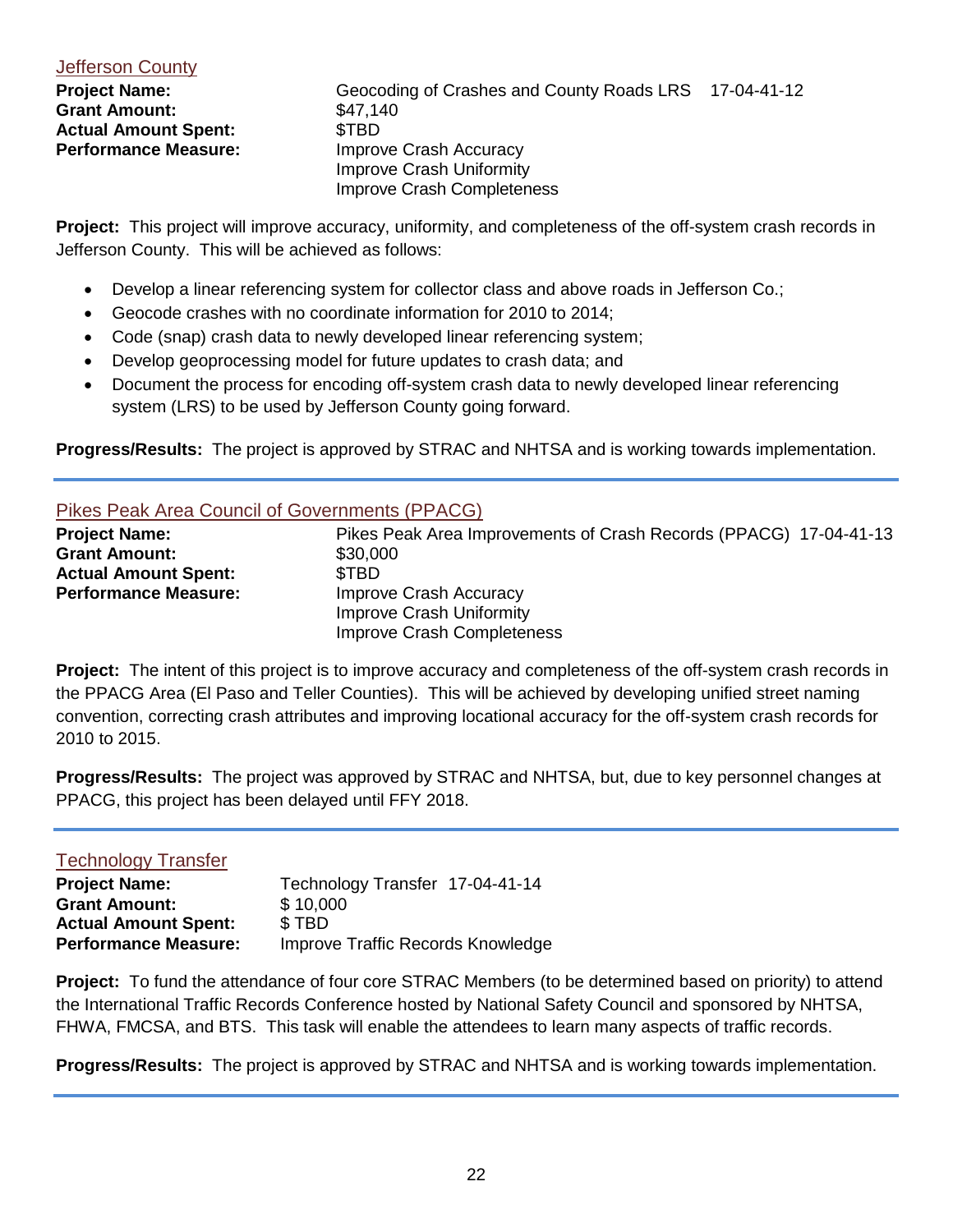### Jefferson County

**Project Name:** Geocoding of Crashes and County Roads LRS 17-04-41-12
**Grant Amount:** $47,140
**Actual Amount Spent:** $TBD
**Performance Measure:** Improve Crash Accuracy
Improve Crash Uniformity
Improve Crash Completeness

**Project:** This project will improve accuracy, uniformity, and completeness of the off-system crash records in Jefferson County. This will be achieved as follows:

- Develop a linear referencing system for collector class and above roads in Jefferson Co.;
- Geocode crashes with no coordinate information for 2010 to 2014;
- Code (snap) crash data to newly developed linear referencing system;
- Develop geoprocessing model for future updates to crash data; and
- Document the process for encoding off-system crash data to newly developed linear referencing system (LRS) to be used by Jefferson County going forward.

**Progress/Results:** The project is approved by STRAC and NHTSA and is working towards implementation.

---

### Pikes Peak Area Council of Governments (PPACG)

**Project Name:** Pikes Peak Area Improvements of Crash Records (PPACG) 17-04-41-13
**Grant Amount:** $30,000
**Actual Amount Spent:** $TBD
**Performance Measure:** Improve Crash Accuracy
Improve Crash Uniformity
Improve Crash Completeness

**Project:** The intent of this project is to improve accuracy and completeness of the off-system crash records in the PPACG Area (El Paso and Teller Counties). This will be achieved by developing unified street naming convention, correcting crash attributes and improving locational accuracy for the off-system crash records for 2010 to 2015.

**Progress/Results:** The project was approved by STRAC and NHTSA, but, due to key personnel changes at PPACG, this project has been delayed until FFY 2018.

---

### Technology Transfer

**Project Name:** Technology Transfer 17-04-41-14
**Grant Amount:** $ 10,000
**Actual Amount Spent:** $ TBD
**Performance Measure:** Improve Traffic Records Knowledge

**Project:** To fund the attendance of four core STRAC Members (to be determined based on priority) to attend the International Traffic Records Conference hosted by National Safety Council and sponsored by NHTSA, FHWA, FMCSA, and BTS. This task will enable the attendees to learn many aspects of traffic records.

**Progress/Results:** The project is approved by STRAC and NHTSA and is working towards implementation.

---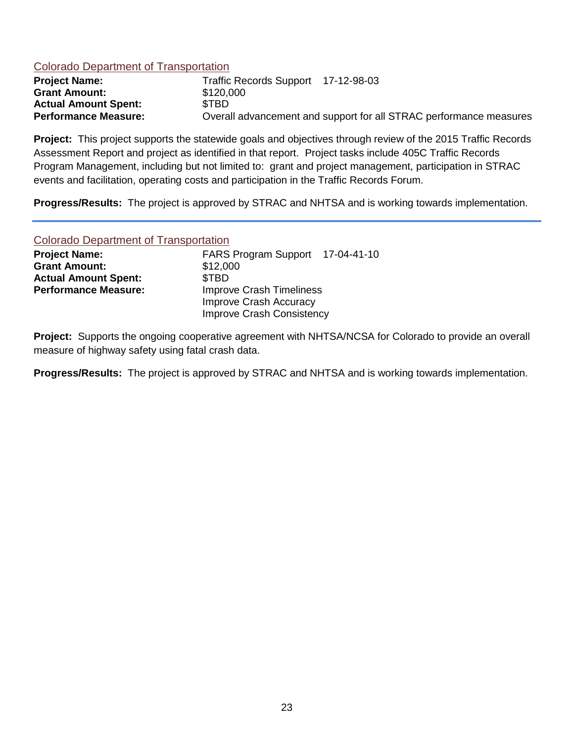Colorado Department of Transportation

| | |
|---|---|
| **Project Name:** | Traffic Records Support 17-12-98-03 |
| **Grant Amount:** | $120,000 |
| **Actual Amount Spent:** | $TBD |
| **Performance Measure:** | Overall advancement and support for all STRAC performance measures |

**Project:** This project supports the statewide goals and objectives through review of the 2015 Traffic Records Assessment Report and project as identified in that report. Project tasks include 405C Traffic Records Program Management, including but not limited to: grant and project management, participation in STRAC events and facilitation, operating costs and participation in the Traffic Records Forum.

**Progress/Results:** The project is approved by STRAC and NHTSA and is working towards implementation.

---

Colorado Department of Transportation

| | |
|---|---|
| **Project Name:** | FARS Program Support 17-04-41-10 |
| **Grant Amount:** | $12,000 |
| **Actual Amount Spent:** | $TBD |
| **Performance Measure:** | Improve Crash Timeliness<br>Improve Crash Accuracy<br>Improve Crash Consistency |

**Project:** Supports the ongoing cooperative agreement with NHTSA/NCSA for Colorado to provide an overall measure of highway safety using fatal crash data.

**Progress/Results:** The project is approved by STRAC and NHTSA and is working towards implementation.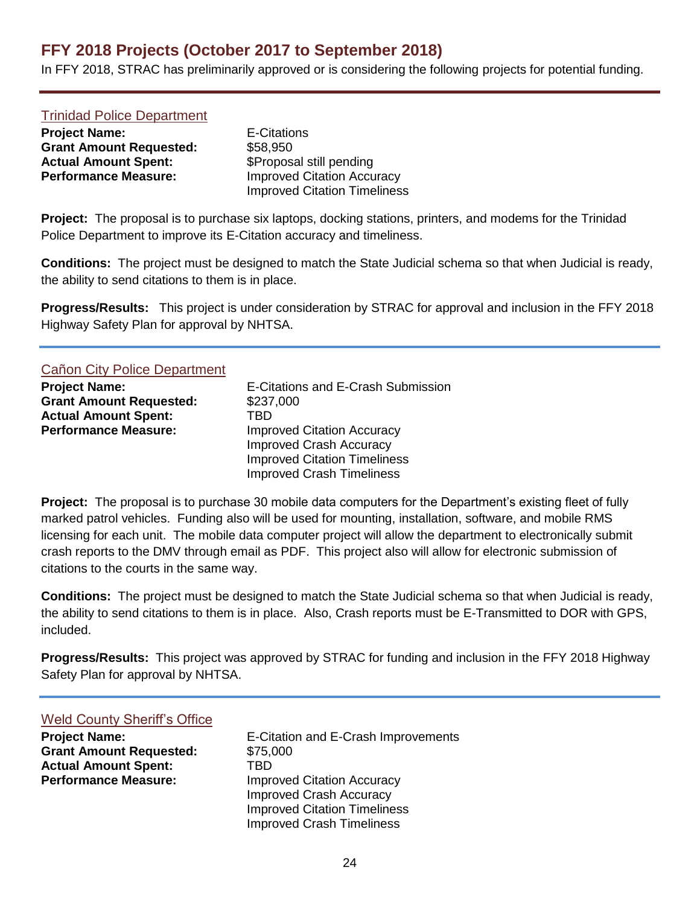## FFY 2018 Projects (October 2017 to September 2018)

In FFY 2018, STRAC has preliminarily approved or is considering the following projects for potential funding.

---

### Trinidad Police Department

**Project Name:** E-Citations
**Grant Amount Requested:** $58,950
**Actual Amount Spent:** $Proposal still pending
**Performance Measure:** Improved Citation Accuracy
Improved Citation Timeliness

**Project:** The proposal is to purchase six laptops, docking stations, printers, and modems for the Trinidad Police Department to improve its E-Citation accuracy and timeliness.

**Conditions:** The project must be designed to match the State Judicial schema so that when Judicial is ready, the ability to send citations to them is in place.

**Progress/Results:** This project is under consideration by STRAC for approval and inclusion in the FFY 2018 Highway Safety Plan for approval by NHTSA.

---

### Cañon City Police Department

**Project Name:** E-Citations and E-Crash Submission
**Grant Amount Requested:** $237,000
**Actual Amount Spent:** TBD
**Performance Measure:** Improved Citation Accuracy
Improved Crash Accuracy
Improved Citation Timeliness
Improved Crash Timeliness

**Project:** The proposal is to purchase 30 mobile data computers for the Department's existing fleet of fully marked patrol vehicles. Funding also will be used for mounting, installation, software, and mobile RMS licensing for each unit. The mobile data computer project will allow the department to electronically submit crash reports to the DMV through email as PDF. This project also will allow for electronic submission of citations to the courts in the same way.

**Conditions:** The project must be designed to match the State Judicial schema so that when Judicial is ready, the ability to send citations to them is in place. Also, Crash reports must be E-Transmitted to DOR with GPS, included.

**Progress/Results:** This project was approved by STRAC for funding and inclusion in the FFY 2018 Highway Safety Plan for approval by NHTSA.

---

### Weld County Sheriff's Office

**Project Name:** E-Citation and E-Crash Improvements
**Grant Amount Requested:** $75,000
**Actual Amount Spent:** TBD
**Performance Measure:** Improved Citation Accuracy
Improved Crash Accuracy
Improved Citation Timeliness
Improved Crash Timeliness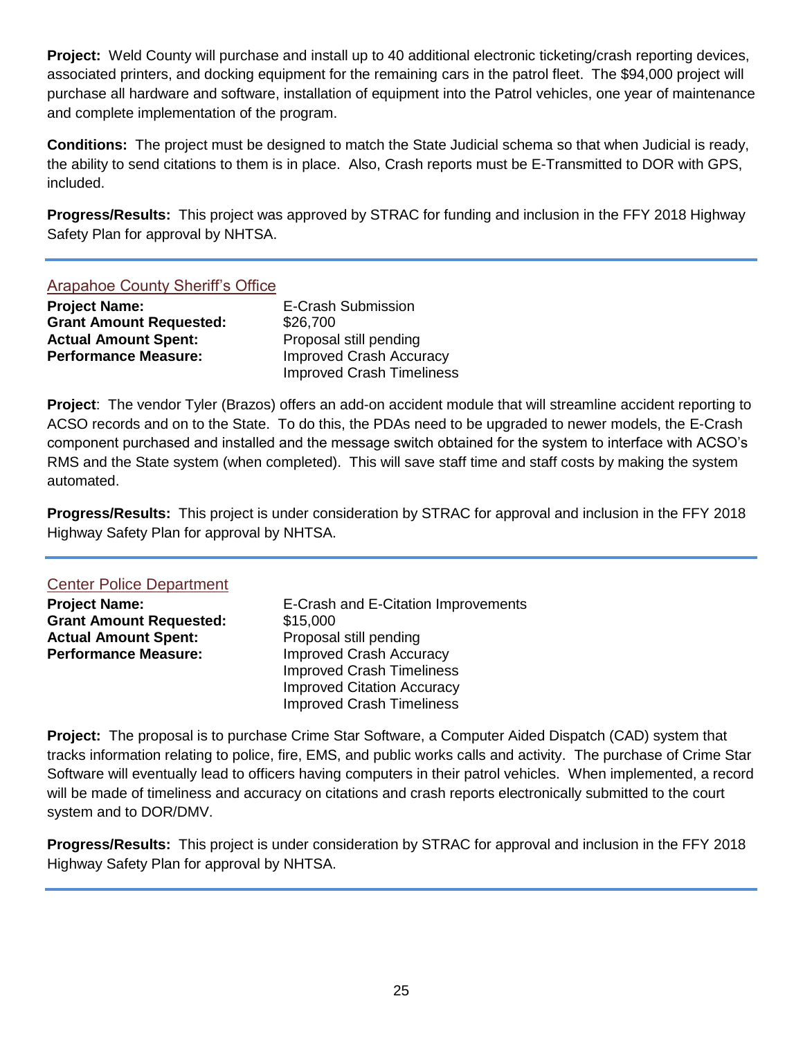**Project:** Weld County will purchase and install up to 40 additional electronic ticketing/crash reporting devices, associated printers, and docking equipment for the remaining cars in the patrol fleet. The $94,000 project will purchase all hardware and software, installation of equipment into the Patrol vehicles, one year of maintenance and complete implementation of the program.

**Conditions:** The project must be designed to match the State Judicial schema so that when Judicial is ready, the ability to send citations to them is in place. Also, Crash reports must be E-Transmitted to DOR with GPS, included.

**Progress/Results:** This project was approved by STRAC for funding and inclusion in the FFY 2018 Highway Safety Plan for approval by NHTSA.

---

### Arapahoe County Sheriff's Office

**Project Name:** E-Crash Submission
**Grant Amount Requested:** $26,700
**Actual Amount Spent:** Proposal still pending
**Performance Measure:** Improved Crash Accuracy
Improved Crash Timeliness

**Project**: The vendor Tyler (Brazos) offers an add-on accident module that will streamline accident reporting to ACSO records and on to the State. To do this, the PDAs need to be upgraded to newer models, the E-Crash component purchased and installed and the message switch obtained for the system to interface with ACSO's RMS and the State system (when completed). This will save staff time and staff costs by making the system automated.

**Progress/Results:** This project is under consideration by STRAC for approval and inclusion in the FFY 2018 Highway Safety Plan for approval by NHTSA.

---

### Center Police Department

**Project Name:** E-Crash and E-Citation Improvements
**Grant Amount Requested:** $15,000
**Actual Amount Spent:** Proposal still pending
**Performance Measure:** Improved Crash Accuracy
Improved Crash Timeliness
Improved Citation Accuracy
Improved Crash Timeliness

**Project:** The proposal is to purchase Crime Star Software, a Computer Aided Dispatch (CAD) system that tracks information relating to police, fire, EMS, and public works calls and activity. The purchase of Crime Star Software will eventually lead to officers having computers in their patrol vehicles. When implemented, a record will be made of timeliness and accuracy on citations and crash reports electronically submitted to the court system and to DOR/DMV.

**Progress/Results:** This project is under consideration by STRAC for approval and inclusion in the FFY 2018 Highway Safety Plan for approval by NHTSA.

---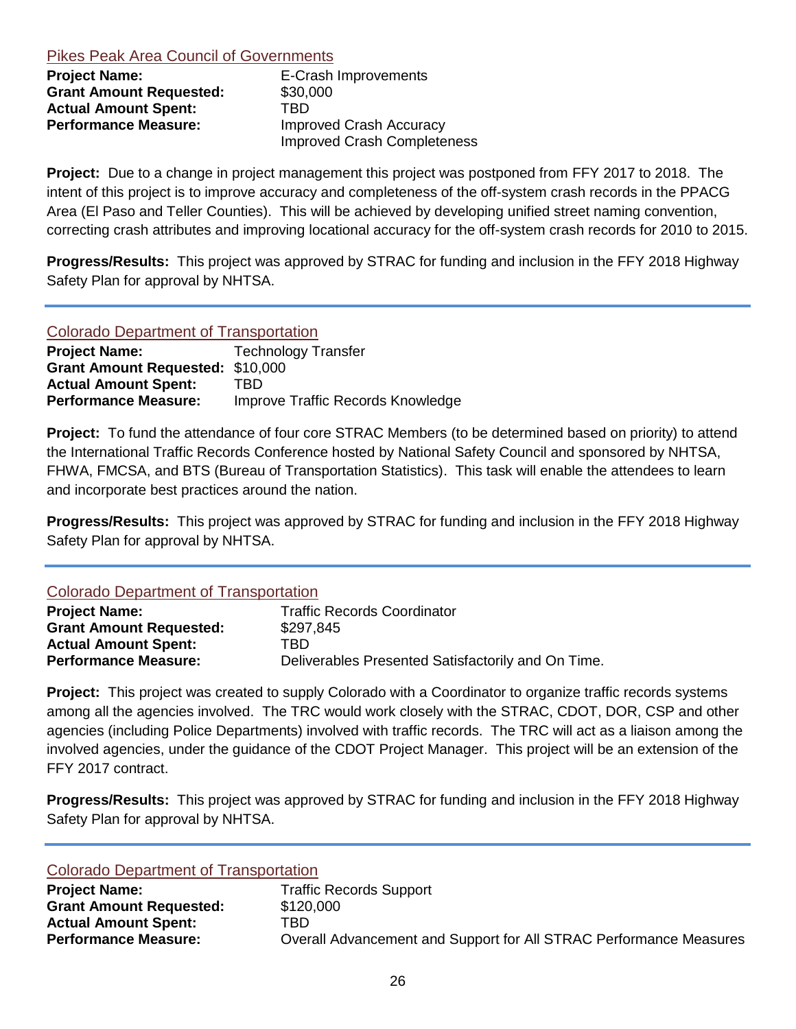## Pikes Peak Area Council of Governments

**Project Name:** E-Crash Improvements
**Grant Amount Requested:** $30,000
**Actual Amount Spent:** TBD
**Performance Measure:** Improved Crash Accuracy
Improved Crash Completeness

**Project:** Due to a change in project management this project was postponed from FFY 2017 to 2018. The intent of this project is to improve accuracy and completeness of the off-system crash records in the PPACG Area (El Paso and Teller Counties). This will be achieved by developing unified street naming convention, correcting crash attributes and improving locational accuracy for the off-system crash records for 2010 to 2015.

**Progress/Results:** This project was approved by STRAC for funding and inclusion in the FFY 2018 Highway Safety Plan for approval by NHTSA.

---

## Colorado Department of Transportation

**Project Name:** Technology Transfer
**Grant Amount Requested:** $10,000
**Actual Amount Spent:** TBD
**Performance Measure:** Improve Traffic Records Knowledge

**Project:** To fund the attendance of four core STRAC Members (to be determined based on priority) to attend the International Traffic Records Conference hosted by National Safety Council and sponsored by NHTSA, FHWA, FMCSA, and BTS (Bureau of Transportation Statistics). This task will enable the attendees to learn and incorporate best practices around the nation.

**Progress/Results:** This project was approved by STRAC for funding and inclusion in the FFY 2018 Highway Safety Plan for approval by NHTSA.

---

## Colorado Department of Transportation

**Project Name:** Traffic Records Coordinator
**Grant Amount Requested:** $297,845
**Actual Amount Spent:** TBD
**Performance Measure:** Deliverables Presented Satisfactorily and On Time.

**Project:** This project was created to supply Colorado with a Coordinator to organize traffic records systems among all the agencies involved. The TRC would work closely with the STRAC, CDOT, DOR, CSP and other agencies (including Police Departments) involved with traffic records. The TRC will act as a liaison among the involved agencies, under the guidance of the CDOT Project Manager. This project will be an extension of the FFY 2017 contract.

**Progress/Results:** This project was approved by STRAC for funding and inclusion in the FFY 2018 Highway Safety Plan for approval by NHTSA.

---

## Colorado Department of Transportation

**Project Name:** Traffic Records Support
**Grant Amount Requested:** $120,000
**Actual Amount Spent:** TBD
**Performance Measure:** Overall Advancement and Support for All STRAC Performance Measures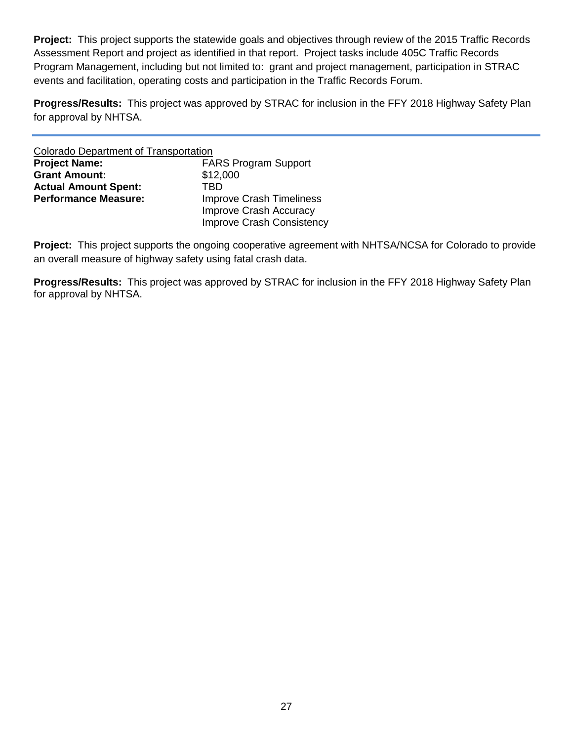**Project:** This project supports the statewide goals and objectives through review of the 2015 Traffic Records Assessment Report and project as identified in that report. Project tasks include 405C Traffic Records Program Management, including but not limited to: grant and project management, participation in STRAC events and facilitation, operating costs and participation in the Traffic Records Forum.

**Progress/Results:** This project was approved by STRAC for inclusion in the FFY 2018 Highway Safety Plan for approval by NHTSA.

---

Colorado Department of Transportation

**Project Name:** FARS Program Support
**Grant Amount:** $12,000
**Actual Amount Spent:** TBD
**Performance Measure:** Improve Crash Timeliness
Improve Crash Accuracy
Improve Crash Consistency

**Project:** This project supports the ongoing cooperative agreement with NHTSA/NCSA for Colorado to provide an overall measure of highway safety using fatal crash data.

**Progress/Results:** This project was approved by STRAC for inclusion in the FFY 2018 Highway Safety Plan for approval by NHTSA.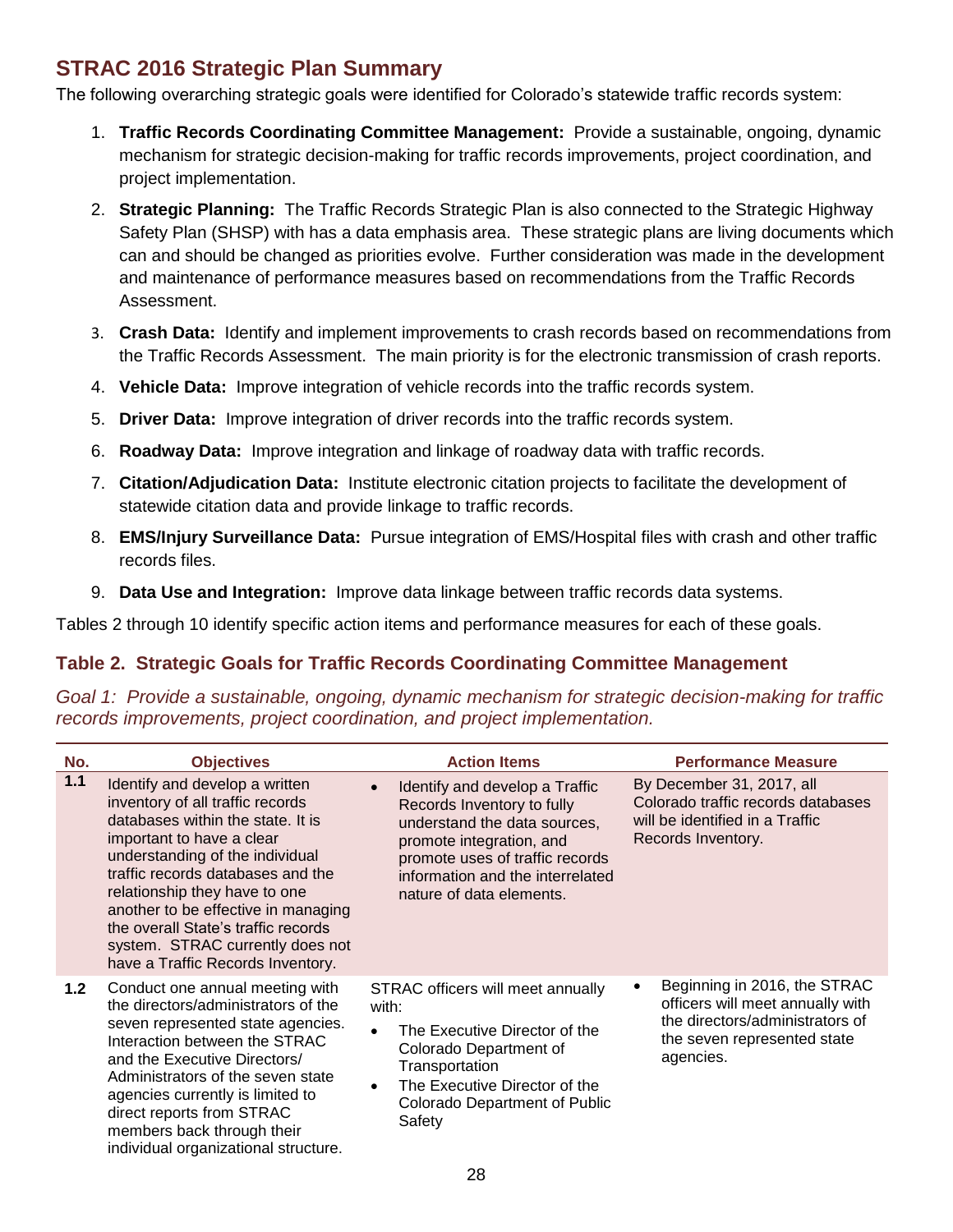## STRAC 2016 Strategic Plan Summary

The following overarching strategic goals were identified for Colorado's statewide traffic records system:

1. **Traffic Records Coordinating Committee Management:** Provide a sustainable, ongoing, dynamic mechanism for strategic decision-making for traffic records improvements, project coordination, and project implementation.
2. **Strategic Planning:** The Traffic Records Strategic Plan is also connected to the Strategic Highway Safety Plan (SHSP) with has a data emphasis area. These strategic plans are living documents which can and should be changed as priorities evolve. Further consideration was made in the development and maintenance of performance measures based on recommendations from the Traffic Records Assessment.
3. **Crash Data:** Identify and implement improvements to crash records based on recommendations from the Traffic Records Assessment. The main priority is for the electronic transmission of crash reports.
4. **Vehicle Data:** Improve integration of vehicle records into the traffic records system.
5. **Driver Data:** Improve integration of driver records into the traffic records system.
6. **Roadway Data:** Improve integration and linkage of roadway data with traffic records.
7. **Citation/Adjudication Data:** Institute electronic citation projects to facilitate the development of statewide citation data and provide linkage to traffic records.
8. **EMS/Injury Surveillance Data:** Pursue integration of EMS/Hospital files with crash and other traffic records files.
9. **Data Use and Integration:** Improve data linkage between traffic records data systems.

Tables 2 through 10 identify specific action items and performance measures for each of these goals.

### Table 2. Strategic Goals for Traffic Records Coordinating Committee Management

*Goal 1: Provide a sustainable, ongoing, dynamic mechanism for strategic decision-making for traffic records improvements, project coordination, and project implementation.*

| No. | Objectives | Action Items | Performance Measure |
|---|---|---|---|
| 1.1 | Identify and develop a written inventory of all traffic records databases within the state. It is important to have a clear understanding of the individual traffic records databases and the relationship they have to one another to be effective in managing the overall State's traffic records system. STRAC currently does not have a Traffic Records Inventory. | • Identify and develop a Traffic Records Inventory to fully understand the data sources, promote integration, and promote uses of traffic records information and the interrelated nature of data elements. | By December 31, 2017, all Colorado traffic records databases will be identified in a Traffic Records Inventory. |
| 1.2 | Conduct one annual meeting with the directors/administrators of the seven represented state agencies. Interaction between the STRAC and the Executive Directors/ Administrators of the seven state agencies currently is limited to direct reports from STRAC members back through their individual organizational structure. | STRAC officers will meet annually with:<br>• The Executive Director of the Colorado Department of Transportation<br>• The Executive Director of the Colorado Department of Public Safety | • Beginning in 2016, the STRAC officers will meet annually with the directors/administrators of the seven represented state agencies. |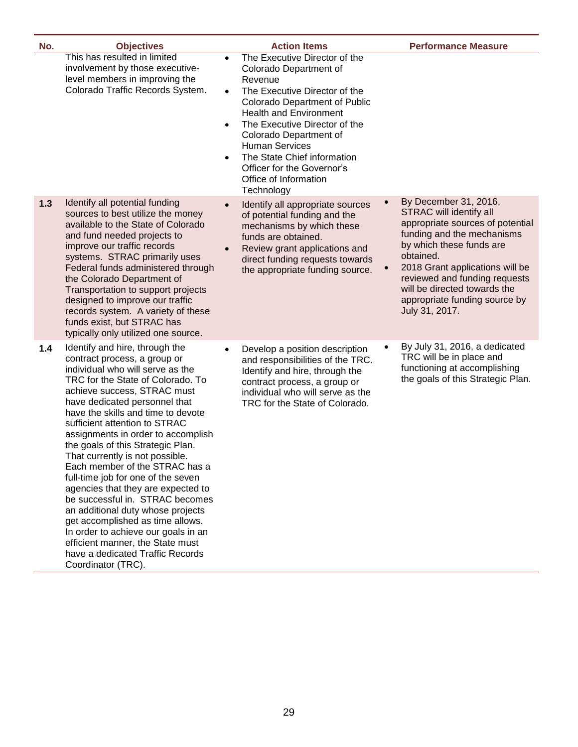| No. | Objectives | Action Items | Performance Measure |
| --- | --- | --- | --- |
| | This has resulted in limited involvement by those executive-level members in improving the Colorado Traffic Records System. | • The Executive Director of the Colorado Department of Revenue<br>• The Executive Director of the Colorado Department of Public Health and Environment<br>• The Executive Director of the Colorado Department of Human Services<br>• The State Chief information Officer for the Governor's Office of Information Technology | |
| **1.3** | Identify all potential funding sources to best utilize the money available to the State of Colorado and fund needed projects to improve our traffic records systems. STRAC primarily uses Federal funds administered through the Colorado Department of Transportation to support projects designed to improve our traffic records system. A variety of these funds exist, but STRAC has typically only utilized one source. | • Identify all appropriate sources of potential funding and the mechanisms by which these funds are obtained.<br>• Review grant applications and direct funding requests towards the appropriate funding source. | • By December 31, 2016, STRAC will identify all appropriate sources of potential funding and the mechanisms by which these funds are obtained.<br>• 2018 Grant applications will be reviewed and funding requests will be directed towards the appropriate funding source by July 31, 2017. |
| **1.4** | Identify and hire, through the contract process, a group or individual who will serve as the TRC for the State of Colorado. To achieve success, STRAC must have dedicated personnel that have the skills and time to devote sufficient attention to STRAC assignments in order to accomplish the goals of this Strategic Plan. That currently is not possible. Each member of the STRAC has a full-time job for one of the seven agencies that they are expected to be successful in. STRAC becomes an additional duty whose projects get accomplished as time allows. In order to achieve our goals in an efficient manner, the State must have a dedicated Traffic Records Coordinator (TRC). | • Develop a position description and responsibilities of the TRC. Identify and hire, through the contract process, a group or individual who will serve as the TRC for the State of Colorado. | • By July 31, 2016, a dedicated TRC will be in place and functioning at accomplishing the goals of this Strategic Plan. |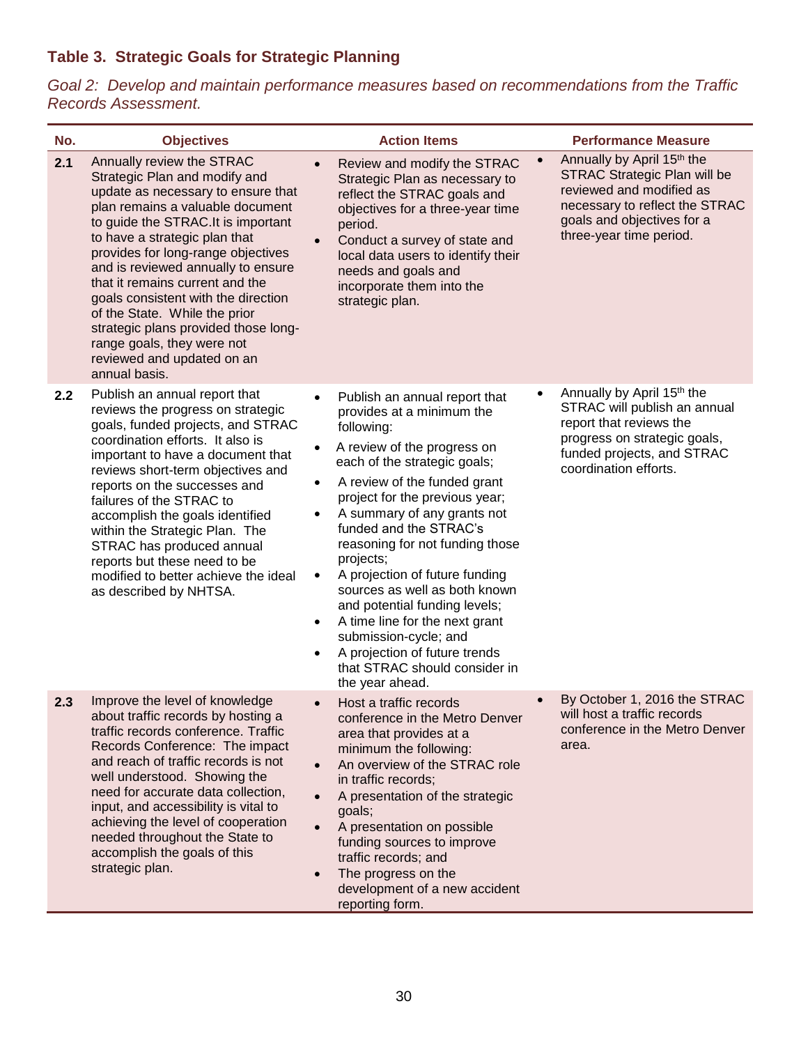### Table 3. Strategic Goals for Strategic Planning

*Goal 2: Develop and maintain performance measures based on recommendations from the Traffic Records Assessment.*

| No. | Objectives | Action Items | Performance Measure |
|---|---|---|---|
| **2.1** | Annually review the STRAC Strategic Plan and modify and update as necessary to ensure that plan remains a valuable document to guide the STRAC.It is important to have a strategic plan that provides for long-range objectives and is reviewed annually to ensure that it remains current and the goals consistent with the direction of the State. While the prior strategic plans provided those long-range goals, they were not reviewed and updated on an annual basis. | • Review and modify the STRAC Strategic Plan as necessary to reflect the STRAC goals and objectives for a three-year time period.<br>• Conduct a survey of state and local data users to identify their needs and goals and incorporate them into the strategic plan. | • Annually by April 15th the STRAC Strategic Plan will be reviewed and modified as necessary to reflect the STRAC goals and objectives for a three-year time period. |
| **2.2** | Publish an annual report that reviews the progress on strategic goals, funded projects, and STRAC coordination efforts. It also is important to have a document that reviews short-term objectives and reports on the successes and failures of the STRAC to accomplish the goals identified within the Strategic Plan. The STRAC has produced annual reports but these need to be modified to better achieve the ideal as described by NHTSA. | • Publish an annual report that provides at a minimum the following:<br>• A review of the progress on each of the strategic goals;<br>• A review of the funded grant project for the previous year;<br>• A summary of any grants not funded and the STRAC's reasoning for not funding those projects;<br>• A projection of future funding sources as well as both known and potential funding levels;<br>• A time line for the next grant submission-cycle; and<br>• A projection of future trends that STRAC should consider in the year ahead. | • Annually by April 15th the STRAC will publish an annual report that reviews the progress on strategic goals, funded projects, and STRAC coordination efforts. |
| **2.3** | Improve the level of knowledge about traffic records by hosting a traffic records conference. Traffic Records Conference: The impact and reach of traffic records is not well understood. Showing the need for accurate data collection, input, and accessibility is vital to achieving the level of cooperation needed throughout the State to accomplish the goals of this strategic plan. | • Host a traffic records conference in the Metro Denver area that provides at a minimum the following:<br>• An overview of the STRAC role in traffic records;<br>• A presentation of the strategic goals;<br>• A presentation on possible funding sources to improve traffic records; and<br>• The progress on the development of a new accident reporting form. | • By October 1, 2016 the STRAC will host a traffic records conference in the Metro Denver area. |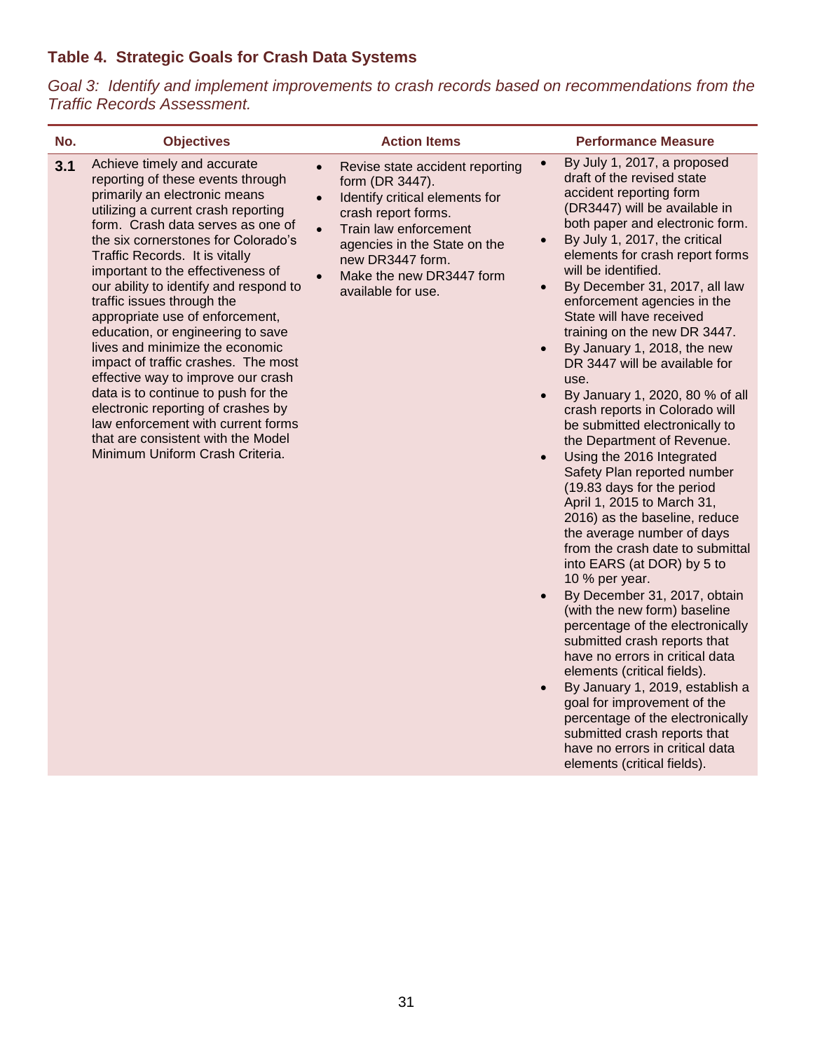### Table 4. Strategic Goals for Crash Data Systems

*Goal 3: Identify and implement improvements to crash records based on recommendations from the Traffic Records Assessment.*

| No. | Objectives | Action Items | Performance Measure |
|---|---|---|---|
| **3.1** | Achieve timely and accurate reporting of these events through primarily an electronic means utilizing a current crash reporting form. Crash data serves as one of the six cornerstones for Colorado's Traffic Records. It is vitally important to the effectiveness of our ability to identify and respond to traffic issues through the appropriate use of enforcement, education, or engineering to save lives and minimize the economic impact of traffic crashes. The most effective way to improve our crash data is to continue to push for the electronic reporting of crashes by law enforcement with current forms that are consistent with the Model Minimum Uniform Crash Criteria. | • Revise state accident reporting form (DR 3447).<br>• Identify critical elements for crash report forms.<br>• Train law enforcement agencies in the State on the new DR3447 form.<br>• Make the new DR3447 form available for use. | • By July 1, 2017, a proposed draft of the revised state accident reporting form (DR3447) will be available in both paper and electronic form.<br>• By July 1, 2017, the critical elements for crash report forms will be identified.<br>• By December 31, 2017, all law enforcement agencies in the State will have received training on the new DR 3447.<br>• By January 1, 2018, the new DR 3447 will be available for use.<br>• By January 1, 2020, 80 % of all crash reports in Colorado will be submitted electronically to the Department of Revenue.<br>• Using the 2016 Integrated Safety Plan reported number (19.83 days for the period April 1, 2015 to March 31, 2016) as the baseline, reduce the average number of days from the crash date to submittal into EARS (at DOR) by 5 to 10 % per year.<br>• By December 31, 2017, obtain (with the new form) baseline percentage of the electronically submitted crash reports that have no errors in critical data elements (critical fields).<br>• By January 1, 2019, establish a goal for improvement of the percentage of the electronically submitted crash reports that have no errors in critical data elements (critical fields). |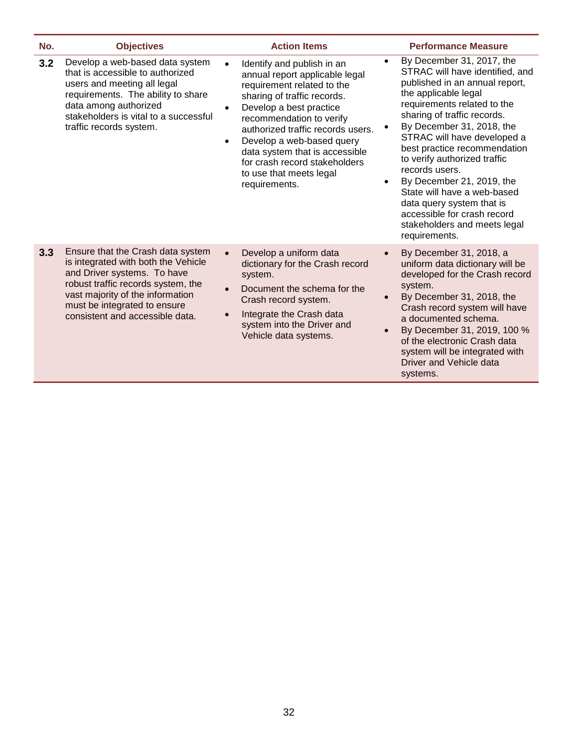| No. | Objectives | Action Items | Performance Measure |
|---|---|---|---|
| **3.2** | Develop a web-based data system that is accessible to authorized users and meeting all legal requirements. The ability to share data among authorized stakeholders is vital to a successful traffic records system. | • Identify and publish in an annual report applicable legal requirement related to the sharing of traffic records.<br>• Develop a best practice recommendation to verify authorized traffic records users.<br>• Develop a web-based query data system that is accessible for crash record stakeholders to use that meets legal requirements. | • By December 31, 2017, the STRAC will have identified, and published in an annual report, the applicable legal requirements related to the sharing of traffic records.<br>• By December 31, 2018, the STRAC will have developed a best practice recommendation to verify authorized traffic records users.<br>• By December 21, 2019, the State will have a web-based data query system that is accessible for crash record stakeholders and meets legal requirements. |
| **3.3** | Ensure that the Crash data system is integrated with both the Vehicle and Driver systems. To have robust traffic records system, the vast majority of the information must be integrated to ensure consistent and accessible data. | • Develop a uniform data dictionary for the Crash record system.<br>• Document the schema for the Crash record system.<br>• Integrate the Crash data system into the Driver and Vehicle data systems. | • By December 31, 2018, a uniform data dictionary will be developed for the Crash record system.<br>• By December 31, 2018, the Crash record system will have a documented schema.<br>• By December 31, 2019, 100 % of the electronic Crash data system will be integrated with Driver and Vehicle data systems. |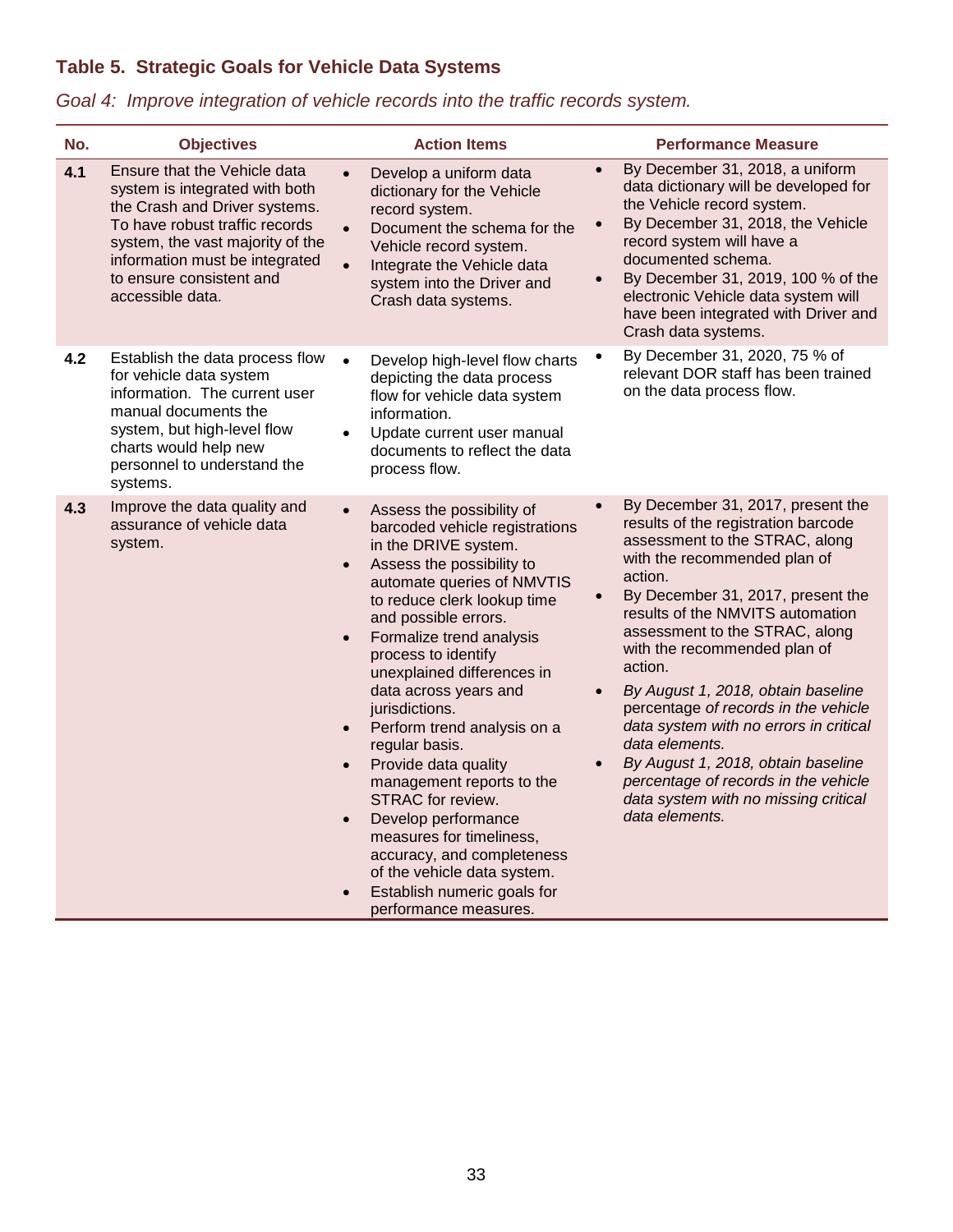### Table 5. Strategic Goals for Vehicle Data Systems

*Goal 4: Improve integration of vehicle records into the traffic records system.*

| No. | Objectives | Action Items | Performance Measure |
|---|---|---|---|
| **4.1** | Ensure that the Vehicle data system is integrated with both the Crash and Driver systems. To have robust traffic records system, the vast majority of the information must be integrated to ensure consistent and accessible data. | • Develop a uniform data dictionary for the Vehicle record system.<br>• Document the schema for the Vehicle record system.<br>• Integrate the Vehicle data system into the Driver and Crash data systems. | • By December 31, 2018, a uniform data dictionary will be developed for the Vehicle record system.<br>• By December 31, 2018, the Vehicle record system will have a documented schema.<br>• By December 31, 2019, 100 % of the electronic Vehicle data system will have been integrated with Driver and Crash data systems. |
| **4.2** | Establish the data process flow for vehicle data system information. The current user manual documents the system, but high-level flow charts would help new personnel to understand the systems. | • Develop high-level flow charts depicting the data process flow for vehicle data system information.<br>• Update current user manual documents to reflect the data process flow. | • By December 31, 2020, 75 % of relevant DOR staff has been trained on the data process flow. |
| **4.3** | Improve the data quality and assurance of vehicle data system. | • Assess the possibility of barcoded vehicle registrations in the DRIVE system.<br>• Assess the possibility to automate queries of NMVTIS to reduce clerk lookup time and possible errors.<br>• Formalize trend analysis process to identify unexplained differences in data across years and jurisdictions.<br>• Perform trend analysis on a regular basis.<br>• Provide data quality management reports to the STRAC for review.<br>• Develop performance measures for timeliness, accuracy, and completeness of the vehicle data system.<br>• Establish numeric goals for performance measures. | • By December 31, 2017, present the results of the registration barcode assessment to the STRAC, along with the recommended plan of action.<br>• By December 31, 2017, present the results of the NMVITS automation assessment to the STRAC, along with the recommended plan of action.<br>• *By August 1, 2018, obtain baseline* percentage *of records in the vehicle data system with no errors in critical data elements.*<br>• *By August 1, 2018, obtain baseline percentage of records in the vehicle data system with no missing critical data elements.* |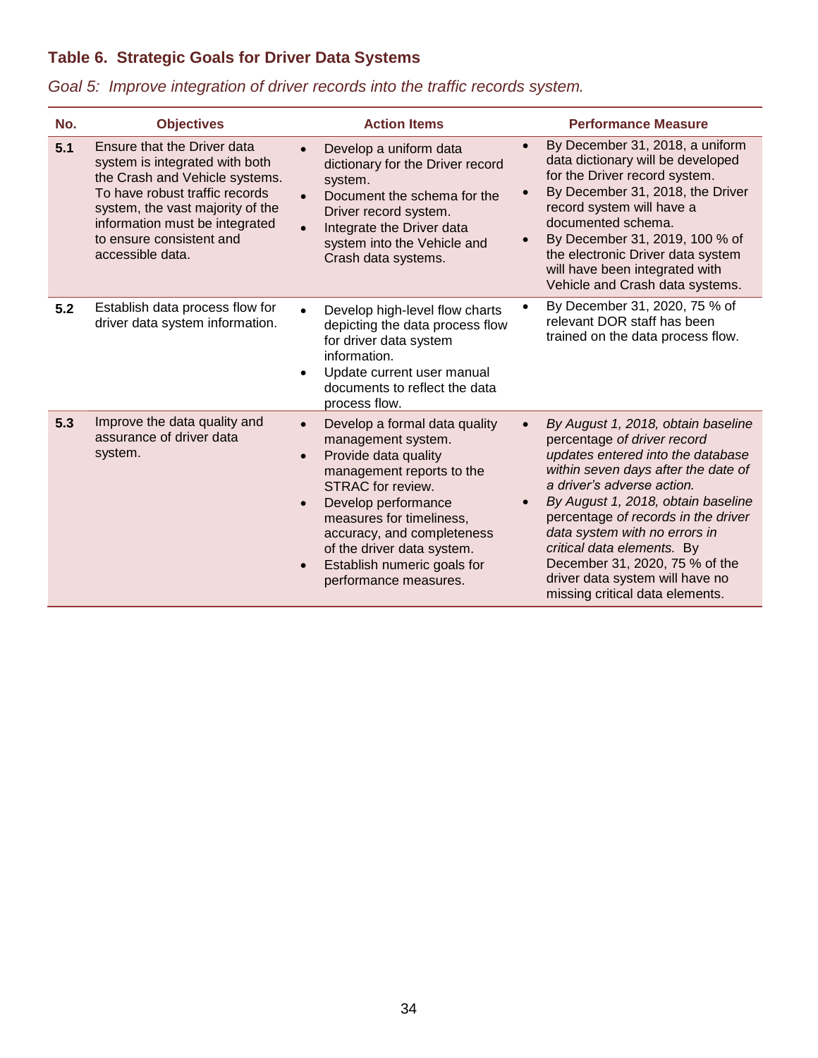### Table 6. Strategic Goals for Driver Data Systems

*Goal 5: Improve integration of driver records into the traffic records system.*

| No. | Objectives | Action Items | Performance Measure |
|---|---|---|---|
| **5.1** | Ensure that the Driver data system is integrated with both the Crash and Vehicle systems. To have robust traffic records system, the vast majority of the information must be integrated to ensure consistent and accessible data. | • Develop a uniform data dictionary for the Driver record system.<br>• Document the schema for the Driver record system.<br>• Integrate the Driver data system into the Vehicle and Crash data systems. | • By December 31, 2018, a uniform data dictionary will be developed for the Driver record system.<br>• By December 31, 2018, the Driver record system will have a documented schema.<br>• By December 31, 2019, 100 % of the electronic Driver data system will have been integrated with Vehicle and Crash data systems. |
| **5.2** | Establish data process flow for driver data system information. | • Develop high-level flow charts depicting the data process flow for driver data system information.<br>• Update current user manual documents to reflect the data process flow. | • By December 31, 2020, 75 % of relevant DOR staff has been trained on the data process flow. |
| **5.3** | Improve the data quality and assurance of driver data system. | • Develop a formal data quality management system.<br>• Provide data quality management reports to the STRAC for review.<br>• Develop performance measures for timeliness, accuracy, and completeness of the driver data system.<br>• Establish numeric goals for performance measures. | • *By August 1, 2018, obtain baseline* percentage *of driver record updates entered into the database within seven days after the date of a driver's adverse action.*<br>• *By August 1, 2018, obtain baseline* percentage *of records in the driver data system with no errors in critical data elements.* By December 31, 2020, 75 % of the driver data system will have no missing critical data elements. |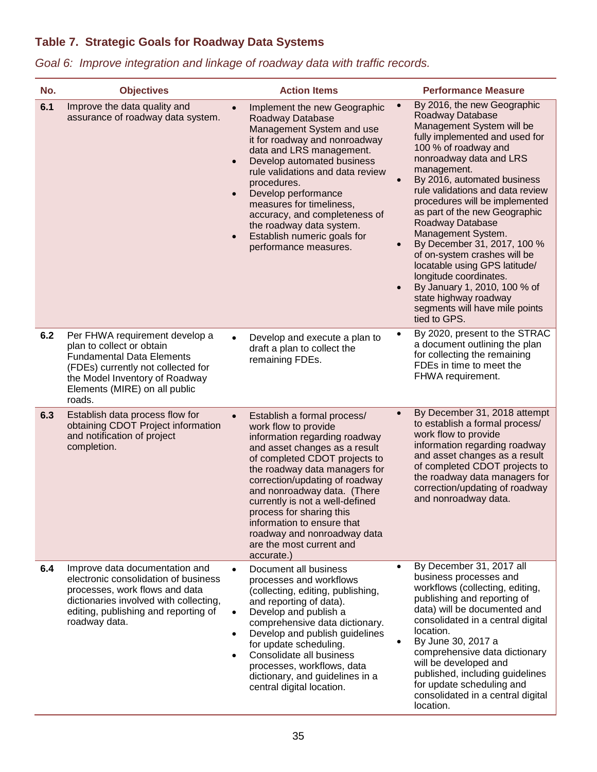### Table 7. Strategic Goals for Roadway Data Systems

*Goal 6: Improve integration and linkage of roadway data with traffic records.*

| No. | Objectives | Action Items | Performance Measure |
|---|---|---|---|
| **6.1** | Improve the data quality and assurance of roadway data system. | • Implement the new Geographic Roadway Database Management System and use it for roadway and nonroadway data and LRS management.<br>• Develop automated business rule validations and data review procedures.<br>• Develop performance measures for timeliness, accuracy, and completeness of the roadway data system.<br>• Establish numeric goals for performance measures. | • By 2016, the new Geographic Roadway Database Management System will be fully implemented and used for 100 % of roadway and nonroadway data and LRS management.<br>• By 2016, automated business rule validations and data review procedures will be implemented as part of the new Geographic Roadway Database Management System.<br>• By December 31, 2017, 100 % of on-system crashes will be locatable using GPS latitude/ longitude coordinates.<br>• By January 1, 2010, 100 % of state highway roadway segments will have mile points tied to GPS. |
| **6.2** | Per FHWA requirement develop a plan to collect or obtain Fundamental Data Elements (FDEs) currently not collected for the Model Inventory of Roadway Elements (MIRE) on all public roads. | • Develop and execute a plan to draft a plan to collect the remaining FDEs. | • By 2020, present to the STRAC a document outlining the plan for collecting the remaining FDEs in time to meet the FHWA requirement. |
| **6.3** | Establish data process flow for obtaining CDOT Project information and notification of project completion. | • Establish a formal process/ work flow to provide information regarding roadway and asset changes as a result of completed CDOT projects to the roadway data managers for correction/updating of roadway and nonroadway data. (There currently is not a well-defined process for sharing this information to ensure that roadway and nonroadway data are the most current and accurate.) | • By December 31, 2018 attempt to establish a formal process/ work flow to provide information regarding roadway and asset changes as a result of completed CDOT projects to the roadway data managers for correction/updating of roadway and nonroadway data. |
| **6.4** | Improve data documentation and electronic consolidation of business processes, work flows and data dictionaries involved with collecting, editing, publishing and reporting of roadway data. | • Document all business processes and workflows (collecting, editing, publishing, and reporting of data).<br>• Develop and publish a comprehensive data dictionary.<br>• Develop and publish guidelines for update scheduling.<br>• Consolidate all business processes, workflows, data dictionary, and guidelines in a central digital location. | • By December 31, 2017 all business processes and workflows (collecting, editing, publishing and reporting of data) will be documented and consolidated in a central digital location.<br>• By June 30, 2017 a comprehensive data dictionary will be developed and published, including guidelines for update scheduling and consolidated in a central digital location. |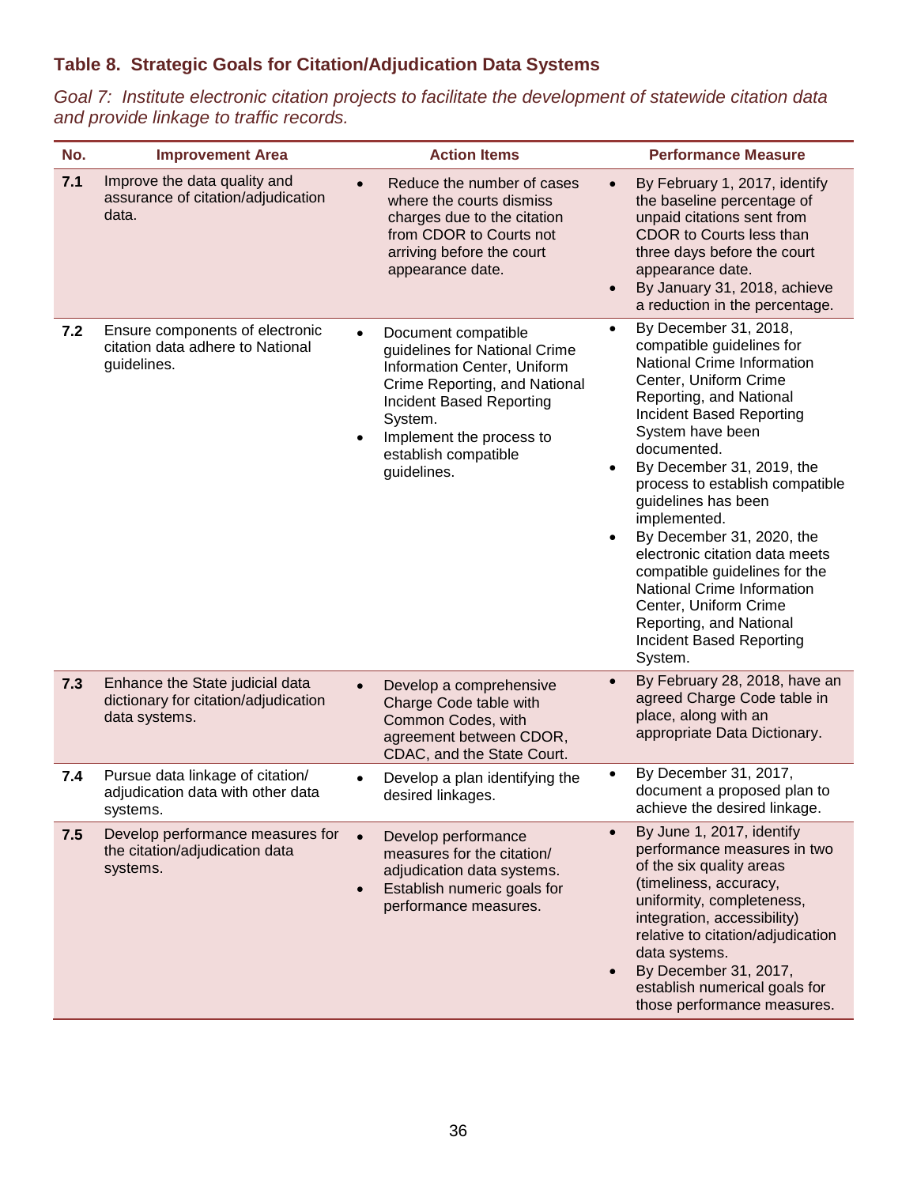### Table 8. Strategic Goals for Citation/Adjudication Data Systems

*Goal 7: Institute electronic citation projects to facilitate the development of statewide citation data and provide linkage to traffic records.*

| No. | Improvement Area | Action Items | Performance Measure |
|---|---|---|---|
| **7.1** | Improve the data quality and assurance of citation/adjudication data. | • Reduce the number of cases where the courts dismiss charges due to the citation from CDOR to Courts not arriving before the court appearance date. | • By February 1, 2017, identify the baseline percentage of unpaid citations sent from CDOR to Courts less than three days before the court appearance date.<br>• By January 31, 2018, achieve a reduction in the percentage. |
| **7.2** | Ensure components of electronic citation data adhere to National guidelines. | • Document compatible guidelines for National Crime Information Center, Uniform Crime Reporting, and National Incident Based Reporting System.<br>• Implement the process to establish compatible guidelines. | • By December 31, 2018, compatible guidelines for National Crime Information Center, Uniform Crime Reporting, and National Incident Based Reporting System have been documented.<br>• By December 31, 2019, the process to establish compatible guidelines has been implemented.<br>• By December 31, 2020, the electronic citation data meets compatible guidelines for the National Crime Information Center, Uniform Crime Reporting, and National Incident Based Reporting System. |
| **7.3** | Enhance the State judicial data dictionary for citation/adjudication data systems. | • Develop a comprehensive Charge Code table with Common Codes, with agreement between CDOR, CDAC, and the State Court. | • By February 28, 2018, have an agreed Charge Code table in place, along with an appropriate Data Dictionary. |
| **7.4** | Pursue data linkage of citation/ adjudication data with other data systems. | • Develop a plan identifying the desired linkages. | • By December 31, 2017, document a proposed plan to achieve the desired linkage. |
| **7.5** | Develop performance measures for the citation/adjudication data systems. | • Develop performance measures for the citation/ adjudication data systems.<br>• Establish numeric goals for performance measures. | • By June 1, 2017, identify performance measures in two of the six quality areas (timeliness, accuracy, uniformity, completeness, integration, accessibility) relative to citation/adjudication data systems.<br>• By December 31, 2017, establish numerical goals for those performance measures. |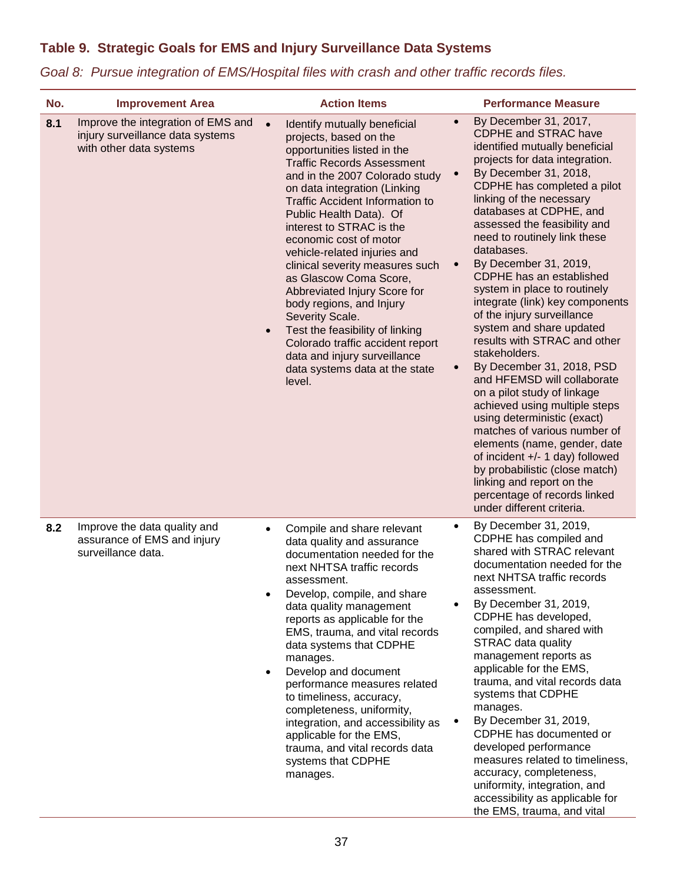### Table 9. Strategic Goals for EMS and Injury Surveillance Data Systems

*Goal 8: Pursue integration of EMS/Hospital files with crash and other traffic records files.*

| No. | Improvement Area | Action Items | Performance Measure |
|---|---|---|---|
| **8.1** | Improve the integration of EMS and injury surveillance data systems with other data systems | • Identify mutually beneficial projects, based on the opportunities listed in the Traffic Records Assessment and in the 2007 Colorado study on data integration (Linking Traffic Accident Information to Public Health Data). Of interest to STRAC is the economic cost of motor vehicle-related injuries and clinical severity measures such as Glascow Coma Score, Abbreviated Injury Score for body regions, and Injury Severity Scale.<br>• Test the feasibility of linking Colorado traffic accident report data and injury surveillance data systems data at the state level. | • By December 31, 2017, CDPHE and STRAC have identified mutually beneficial projects for data integration.<br>• By December 31, 2018, CDPHE has completed a pilot linking of the necessary databases at CDPHE, and assessed the feasibility and need to routinely link these databases.<br>• By December 31, 2019, CDPHE has an established system in place to routinely integrate (link) key components of the injury surveillance system and share updated results with STRAC and other stakeholders.<br>• By December 31, 2018, PSD and HFEMSD will collaborate on a pilot study of linkage achieved using multiple steps using deterministic (exact) matches of various number of elements (name, gender, date of incident +/- 1 day) followed by probabilistic (close match) linking and report on the percentage of records linked under different criteria. |
| **8.2** | Improve the data quality and assurance of EMS and injury surveillance data. | • Compile and share relevant data quality and assurance documentation needed for the next NHTSA traffic records assessment.<br>• Develop, compile, and share data quality management reports as applicable for the EMS, trauma, and vital records data systems that CDPHE manages.<br>• Develop and document performance measures related to timeliness, accuracy, completeness, uniformity, integration, and accessibility as applicable for the EMS, trauma, and vital records data systems that CDPHE manages. | • By December 31, 2019, CDPHE has compiled and shared with STRAC relevant documentation needed for the next NHTSA traffic records assessment.<br>• By December 31, 2019, CDPHE has developed, compiled, and shared with STRAC data quality management reports as applicable for the EMS, trauma, and vital records data systems that CDPHE manages.<br>• By December 31, 2019, CDPHE has documented or developed performance measures related to timeliness, accuracy, completeness, uniformity, integration, and accessibility as applicable for the EMS, trauma, and vital |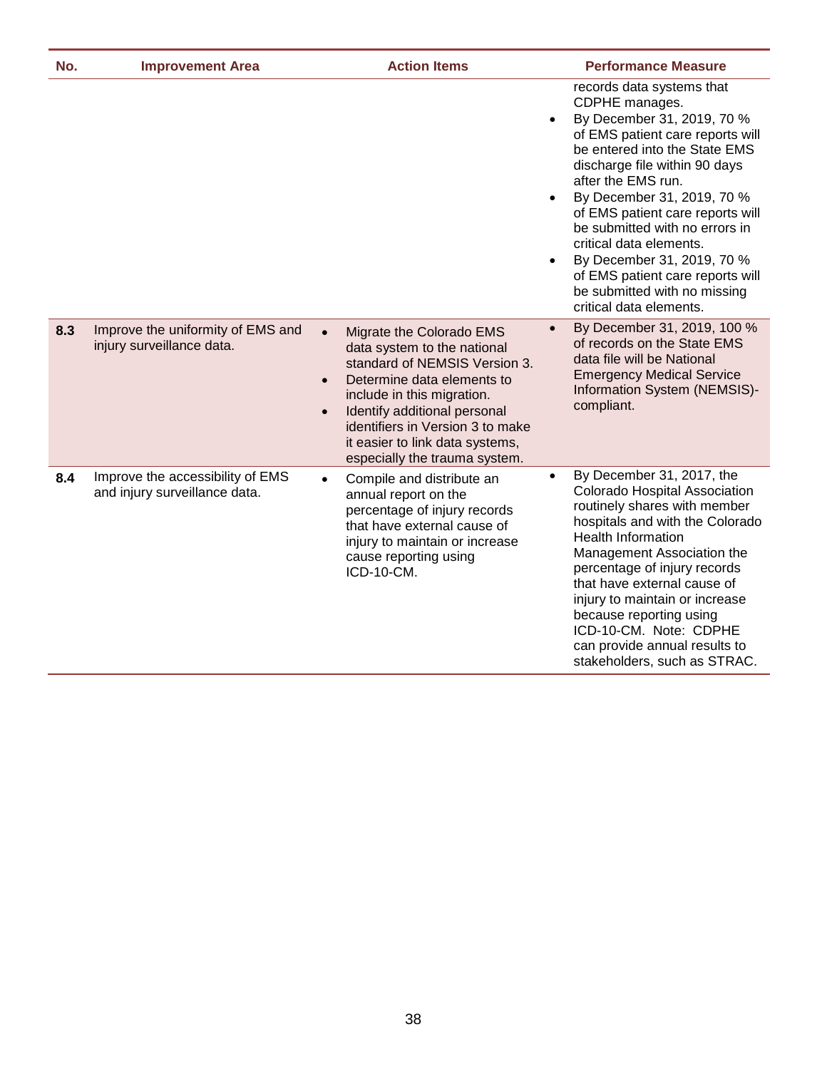| No. | Improvement Area | Action Items | Performance Measure |
|---|---|---|---|
| | | | records data systems that CDPHE manages.<br>• By December 31, 2019, 70 % of EMS patient care reports will be entered into the State EMS discharge file within 90 days after the EMS run.<br>• By December 31, 2019, 70 % of EMS patient care reports will be submitted with no errors in critical data elements.<br>• By December 31, 2019, 70 % of EMS patient care reports will be submitted with no missing critical data elements. |
| **8.3** | Improve the uniformity of EMS and injury surveillance data. | • Migrate the Colorado EMS data system to the national standard of NEMSIS Version 3.<br>• Determine data elements to include in this migration.<br>• Identify additional personal identifiers in Version 3 to make it easier to link data systems, especially the trauma system. | • By December 31, 2019, 100 % of records on the State EMS data file will be National Emergency Medical Service Information System (NEMSIS)-compliant. |
| **8.4** | Improve the accessibility of EMS and injury surveillance data. | • Compile and distribute an annual report on the percentage of injury records that have external cause of injury to maintain or increase cause reporting using ICD-10-CM. | • By December 31, 2017, the Colorado Hospital Association routinely shares with member hospitals and with the Colorado Health Information Management Association the percentage of injury records that have external cause of injury to maintain or increase because reporting using ICD-10-CM. Note: CDPHE can provide annual results to stakeholders, such as STRAC. |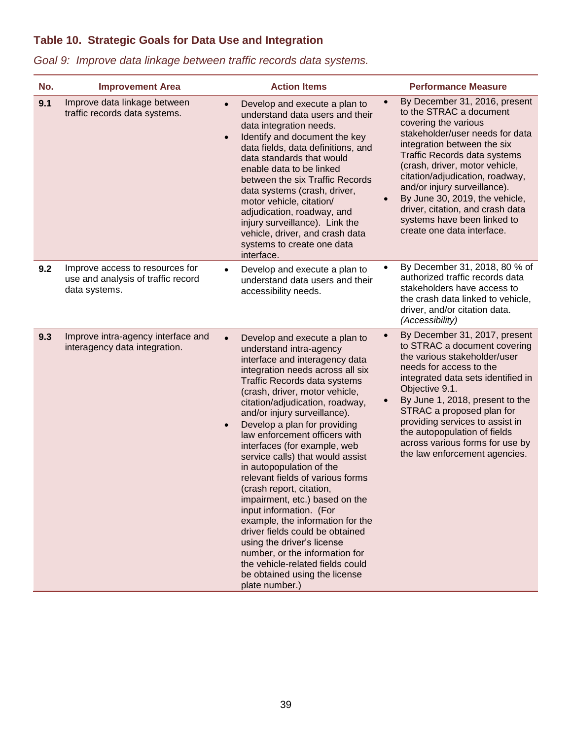### Table 10. Strategic Goals for Data Use and Integration

*Goal 9: Improve data linkage between traffic records data systems.*

| No. | Improvement Area | Action Items | Performance Measure |
|---|---|---|---|
| **9.1** | Improve data linkage between traffic records data systems. | • Develop and execute a plan to understand data users and their data integration needs.<br>• Identify and document the key data fields, data definitions, and data standards that would enable data to be linked between the six Traffic Records data systems (crash, driver, motor vehicle, citation/ adjudication, roadway, and injury surveillance). Link the vehicle, driver, and crash data systems to create one data interface. | • By December 31, 2016, present to the STRAC a document covering the various stakeholder/user needs for data integration between the six Traffic Records data systems (crash, driver, motor vehicle, citation/adjudication, roadway, and/or injury surveillance).<br>• By June 30, 2019, the vehicle, driver, citation, and crash data systems have been linked to create one data interface. |
| **9.2** | Improve access to resources for use and analysis of traffic record data systems. | • Develop and execute a plan to understand data users and their accessibility needs. | • By December 31, 2018, 80 % of authorized traffic records data stakeholders have access to the crash data linked to vehicle, driver, and/or citation data. *(Accessibility)* |
| **9.3** | Improve intra-agency interface and interagency data integration. | • Develop and execute a plan to understand intra-agency interface and interagency data integration needs across all six Traffic Records data systems (crash, driver, motor vehicle, citation/adjudication, roadway, and/or injury surveillance).<br>• Develop a plan for providing law enforcement officers with interfaces (for example, web service calls) that would assist in autopopulation of the relevant fields of various forms (crash report, citation, impairment, etc.) based on the input information. (For example, the information for the driver fields could be obtained using the driver's license number, or the information for the vehicle-related fields could be obtained using the license plate number.) | • By December 31, 2017, present to STRAC a document covering the various stakeholder/user needs for access to the integrated data sets identified in Objective 9.1.<br>• By June 1, 2018, present to the STRAC a proposed plan for providing services to assist in the autopopulation of fields across various forms for use by the law enforcement agencies. |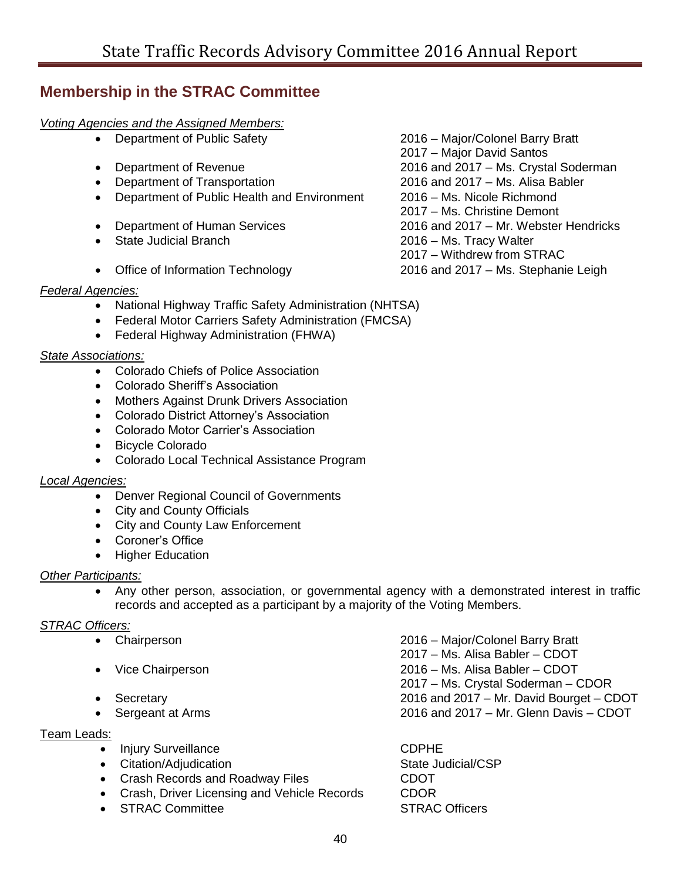## Membership in the STRAC Committee

*Voting Agencies and the Assigned Members:*

| | |
|---|---|
| • Department of Public Safety | 2016 – Major/Colonel Barry Bratt<br>2017 – Major David Santos |
| • Department of Revenue | 2016 and 2017 – Ms. Crystal Soderman |
| • Department of Transportation | 2016 and 2017 – Ms. Alisa Babler |
| • Department of Public Health and Environment | 2016 – Ms. Nicole Richmond<br>2017 – Ms. Christine Demont |
| • Department of Human Services | 2016 and 2017 – Mr. Webster Hendricks |
| • State Judicial Branch | 2016 – Ms. Tracy Walter<br>2017 – Withdrew from STRAC |
| • Office of Information Technology | 2016 and 2017 – Ms. Stephanie Leigh |

*Federal Agencies:*

- National Highway Traffic Safety Administration (NHTSA)
- Federal Motor Carriers Safety Administration (FMCSA)
- Federal Highway Administration (FHWA)

*State Associations:*

- Colorado Chiefs of Police Association
- Colorado Sheriff's Association
- Mothers Against Drunk Drivers Association
- Colorado District Attorney's Association
- Colorado Motor Carrier's Association
- Bicycle Colorado
- Colorado Local Technical Assistance Program

*Local Agencies:*

- Denver Regional Council of Governments
- City and County Officials
- City and County Law Enforcement
- Coroner's Office
- Higher Education

*Other Participants:*

- Any other person, association, or governmental agency with a demonstrated interest in traffic records and accepted as a participant by a majority of the Voting Members.

*STRAC Officers:*

| | |
|---|---|
| • Chairperson | 2016 – Major/Colonel Barry Bratt<br>2017 – Ms. Alisa Babler – CDOT |
| • Vice Chairperson | 2016 – Ms. Alisa Babler – CDOT<br>2017 – Ms. Crystal Soderman – CDOR |
| • Secretary | 2016 and 2017 – Mr. David Bourget – CDOT |
| • Sergeant at Arms | 2016 and 2017 – Mr. Glenn Davis – CDOT |

Team Leads:

| | |
|---|---|
| • Injury Surveillance | CDPHE |
| • Citation/Adjudication | State Judicial/CSP |
| • Crash Records and Roadway Files | CDOT |
| • Crash, Driver Licensing and Vehicle Records | CDOR |
| • STRAC Committee | STRAC Officers |